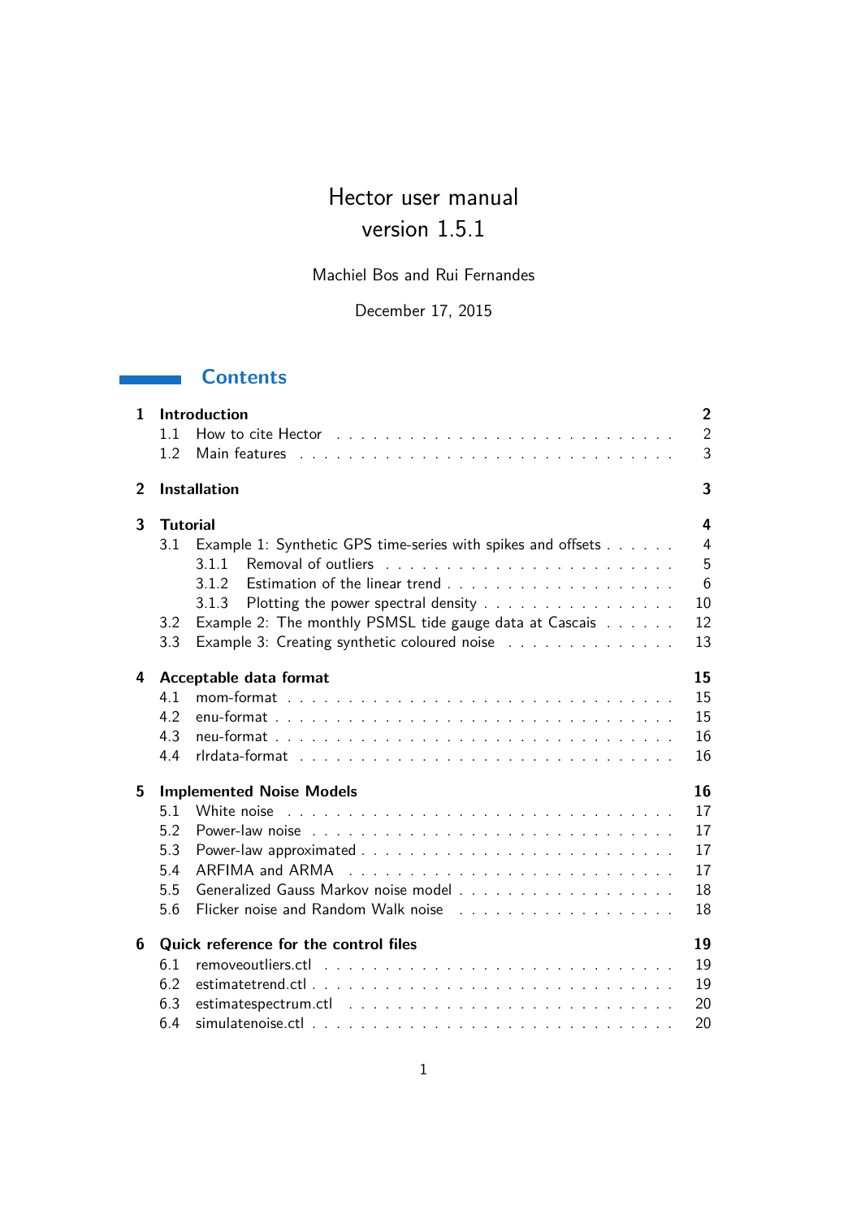# Hector user manual
# version 1.5.1

Machiel Bos and Rui Fernandes

December 17, 2015

## Contents

**1 Introduction** — 2
- 1.1 How to cite Hector — 2
- 1.2 Main features — 3

**2 Installation** — 3

**3 Tutorial** — 4
- 3.1 Example 1: Synthetic GPS time-series with spikes and offsets — 4
  - 3.1.1 Removal of outliers — 5
  - 3.1.2 Estimation of the linear trend — 6
  - 3.1.3 Plotting the power spectral density — 10
- 3.2 Example 2: The monthly PSMSL tide gauge data at Cascais — 12
- 3.3 Example 3: Creating synthetic coloured noise — 13

**4 Acceptable data format** — 15
- 4.1 mom-format — 15
- 4.2 enu-format — 15
- 4.3 neu-format — 16
- 4.4 rlrdata-format — 16

**5 Implemented Noise Models** — 16
- 5.1 White noise — 17
- 5.2 Power-law noise — 17
- 5.3 Power-law approximated — 17
- 5.4 ARFIMA and ARMA — 17
- 5.5 Generalized Gauss Markov noise model — 18
- 5.6 Flicker noise and Random Walk noise — 18

**6 Quick reference for the control files** — 19
- 6.1 removeoutliers.ctl — 19
- 6.2 estimatetrend.ctl — 19
- 6.3 estimatespectrum.ctl — 20
- 6.4 simulatenoise.ctl — 20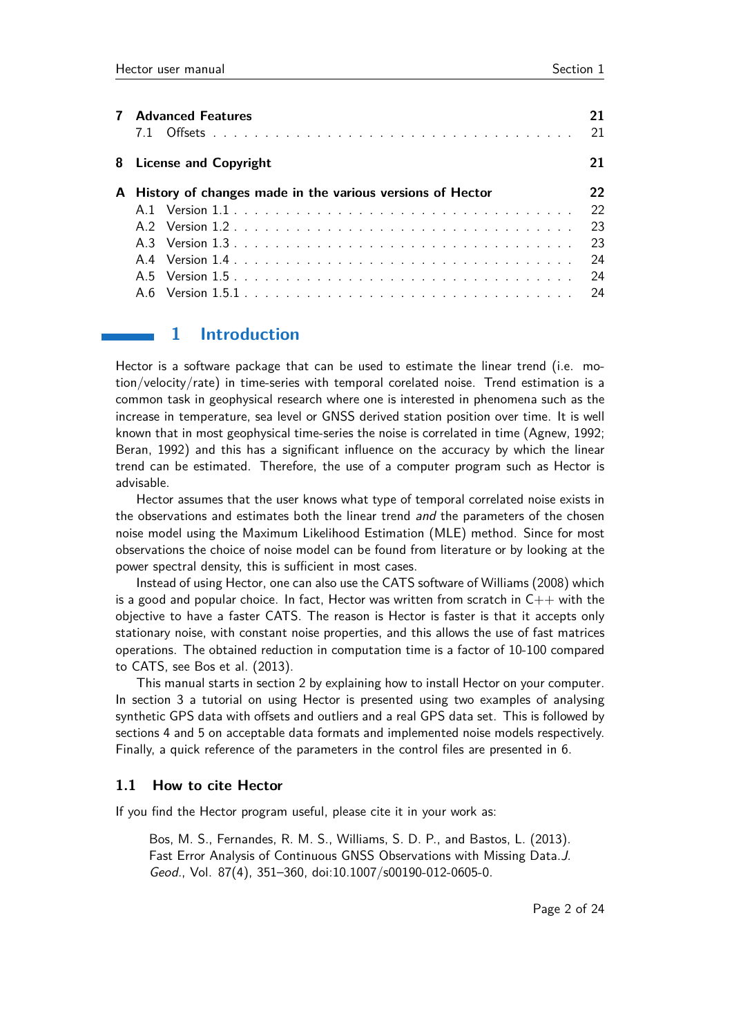| | | |
|---|---|---|
| **7** | **Advanced Features** | **21** |
| | 7.1 Offsets | 21 |
| **8** | **License and Copyright** | **21** |
| **A** | **History of changes made in the various versions of Hector** | **22** |
| | A.1 Version 1.1 | 22 |
| | A.2 Version 1.2 | 23 |
| | A.3 Version 1.3 | 23 |
| | A.4 Version 1.4 | 24 |
| | A.5 Version 1.5 | 24 |
| | A.6 Version 1.5.1 | 24 |

# 1 Introduction

Hector is a software package that can be used to estimate the linear trend (i.e. motion/velocity/rate) in time-series with temporal corelated noise. Trend estimation is a common task in geophysical research where one is interested in phenomena such as the increase in temperature, sea level or GNSS derived station position over time. It is well known that in most geophysical time-series the noise is correlated in time (Agnew, 1992; Beran, 1992) and this has a significant influence on the accuracy by which the linear trend can be estimated. Therefore, the use of a computer program such as Hector is advisable.

Hector assumes that the user knows what type of temporal correlated noise exists in the observations and estimates both the linear trend *and* the parameters of the chosen noise model using the Maximum Likelihood Estimation (MLE) method. Since for most observations the choice of noise model can be found from literature or by looking at the power spectral density, this is sufficient in most cases.

Instead of using Hector, one can also use the CATS software of Williams (2008) which is a good and popular choice. In fact, Hector was written from scratch in C++ with the objective to have a faster CATS. The reason is Hector is faster is that it accepts only stationary noise, with constant noise properties, and this allows the use of fast matrices operations. The obtained reduction in computation time is a factor of 10-100 compared to CATS, see Bos et al. (2013).

This manual starts in section 2 by explaining how to install Hector on your computer. In section 3 a tutorial on using Hector is presented using two examples of analysing synthetic GPS data with offsets and outliers and a real GPS data set. This is followed by sections 4 and 5 on acceptable data formats and implemented noise models respectively. Finally, a quick reference of the parameters in the control files are presented in 6.

## 1.1 How to cite Hector

If you find the Hector program useful, please cite it in your work as:

> Bos, M. S., Fernandes, R. M. S., Williams, S. D. P., and Bastos, L. (2013). Fast Error Analysis of Continuous GNSS Observations with Missing Data.*J. Geod.*, Vol. 87(4), 351–360, doi:10.1007/s00190-012-0605-0.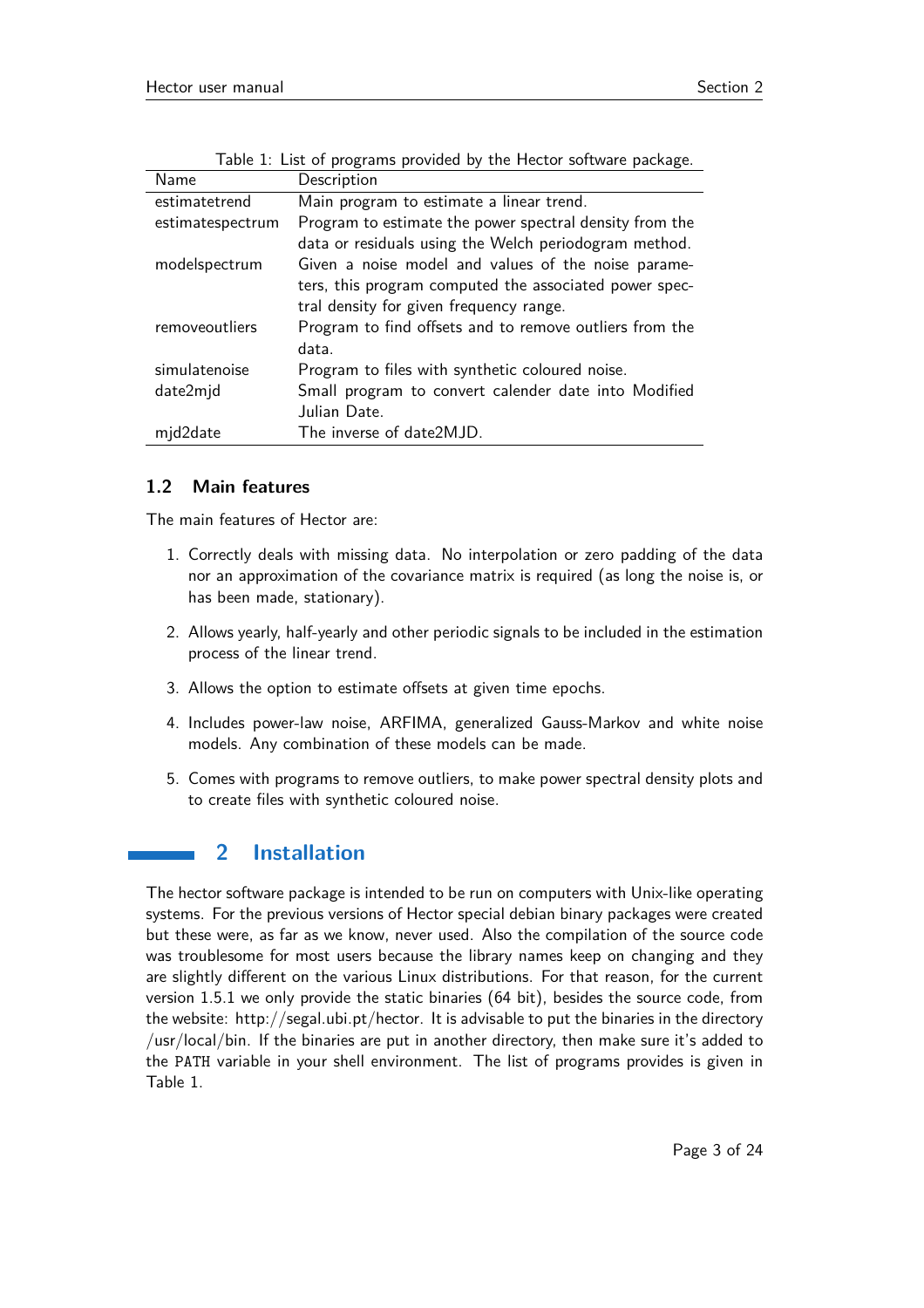Table 1: List of programs provided by the Hector software package.

| Name | Description |
| --- | --- |
| estimatetrend | Main program to estimate a linear trend. |
| estimatespectrum | Program to estimate the power spectral density from the data or residuals using the Welch periodogram method. |
| modelspectrum | Given a noise model and values of the noise parameters, this program computed the associated power spectral density for given frequency range. |
| removeoutliers | Program to find offsets and to remove outliers from the data. |
| simulatenoise | Program to files with synthetic coloured noise. |
| date2mjd | Small program to convert calender date into Modified Julian Date. |
| mjd2date | The inverse of date2MJD. |

### 1.2 Main features

The main features of Hector are:

1. Correctly deals with missing data. No interpolation or zero padding of the data nor an approximation of the covariance matrix is required (as long the noise is, or has been made, stationary).
2. Allows yearly, half-yearly and other periodic signals to be included in the estimation process of the linear trend.
3. Allows the option to estimate offsets at given time epochs.
4. Includes power-law noise, ARFIMA, generalized Gauss-Markov and white noise models. Any combination of these models can be made.
5. Comes with programs to remove outliers, to make power spectral density plots and to create files with synthetic coloured noise.

## 2 Installation

The hector software package is intended to be run on computers with Unix-like operating systems. For the previous versions of Hector special debian binary packages were created but these were, as far as we know, never used. Also the compilation of the source code was troublesome for most users because the library names keep on changing and they are slightly different on the various Linux distributions. For that reason, for the current version 1.5.1 we only provide the static binaries (64 bit), besides the source code, from the website: http://segal.ubi.pt/hector. It is advisable to put the binaries in the directory /usr/local/bin. If the binaries are put in another directory, then make sure it's added to the `PATH` variable in your shell environment. The list of programs provides is given in Table 1.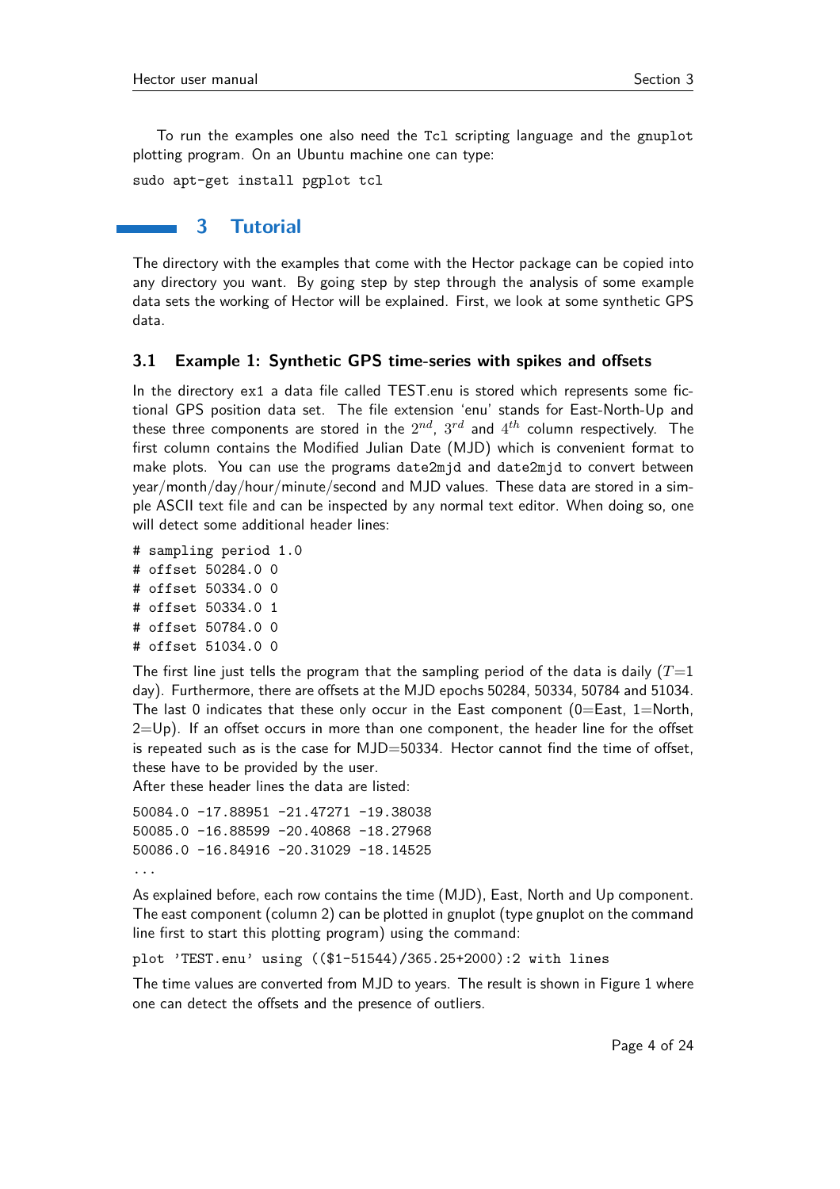To run the examples one also need the `Tcl` scripting language and the `gnuplot` plotting program. On an Ubuntu machine one can type:

```
sudo apt-get install pgplot tcl
```

# 3 Tutorial

The directory with the examples that come with the Hector package can be copied into any directory you want. By going step by step through the analysis of some example data sets the working of Hector will be explained. First, we look at some synthetic GPS data.

## 3.1 Example 1: Synthetic GPS time-series with spikes and offsets

In the directory `ex1` a data file called TEST.enu is stored which represents some fictional GPS position data set. The file extension 'enu' stands for East-North-Up and these three components are stored in the $2^{nd}$, $3^{rd}$ and $4^{th}$ column respectively. The first column contains the Modified Julian Date (MJD) which is convenient format to make plots. You can use the programs `date2mjd` and `date2mjd` to convert between year/month/day/hour/minute/second and MJD values. These data are stored in a simple ASCII text file and can be inspected by any normal text editor. When doing so, one will detect some additional header lines:

```
# sampling period 1.0
# offset 50284.0 0
# offset 50334.0 0
# offset 50334.0 1
# offset 50784.0 0
# offset 51034.0 0
```

The first line just tells the program that the sampling period of the data is daily ($T$=1 day). Furthermore, there are offsets at the MJD epochs 50284, 50334, 50784 and 51034. The last 0 indicates that these only occur in the East component (0=East, 1=North, 2=Up). If an offset occurs in more than one component, the header line for the offset is repeated such as is the case for MJD=50334. Hector cannot find the time of offset, these have to be provided by the user.

After these header lines the data are listed:

```
50084.0 -17.88951 -21.47271 -19.38038
50085.0 -16.88599 -20.40868 -18.27968
50086.0 -16.84916 -20.31029 -18.14525
...
```

As explained before, each row contains the time (MJD), East, North and Up component. The east component (column 2) can be plotted in gnuplot (type gnuplot on the command line first to start this plotting program) using the command:

```
plot 'TEST.enu' using (($1-51544)/365.25+2000):2 with lines
```

The time values are converted from MJD to years. The result is shown in Figure 1 where one can detect the offsets and the presence of outliers.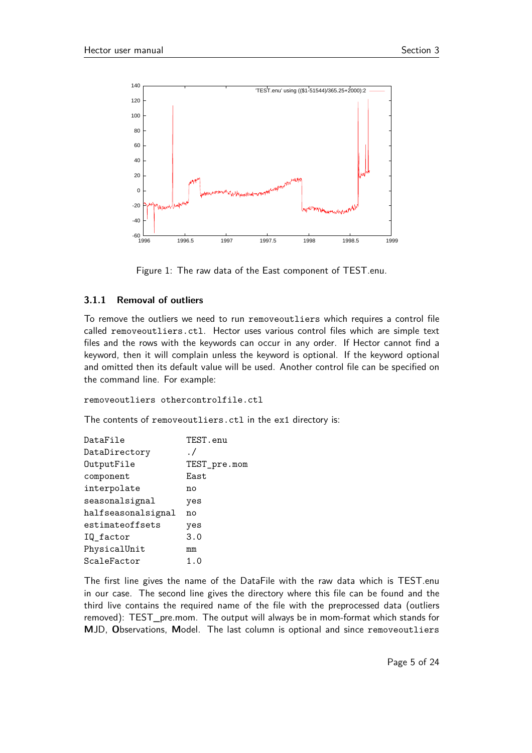Figure 1: The raw data of the East component of TEST.enu.

### 3.1.1 Removal of outliers

To remove the outliers we need to run `removeoutliers` which requires a control file called `removeoutliers.ctl`. Hector uses various control files which are simple text files and the rows with the keywords can occur in any order. If Hector cannot find a keyword, then it will complain unless the keyword is optional. If the keyword optional and omitted then its default value will be used. Another control file can be specified on the command line. For example:

```
removeoutliers othercontrolfile.ctl
```

The contents of `removeoutliers.ctl` in the `ex1` directory is:

```
DataFile            TEST.enu
DataDirectory       ./
OutputFile          TEST_pre.mom
component           East
interpolate         no
seasonalsignal      yes
halfseasonalsignal  no
estimateoffsets     yes
IQ_factor           3.0
PhysicalUnit        mm
ScaleFactor         1.0
```

The first line gives the name of the DataFile with the raw data which is TEST.enu in our case. The second line gives the directory where this file can be found and the third live contains the required name of the file with the preprocessed data (outliers removed): TEST_pre.mom. The output will always be in mom-format which stands for **M**JD, **O**bservations, **M**odel. The last column is optional and since `removeoutliers`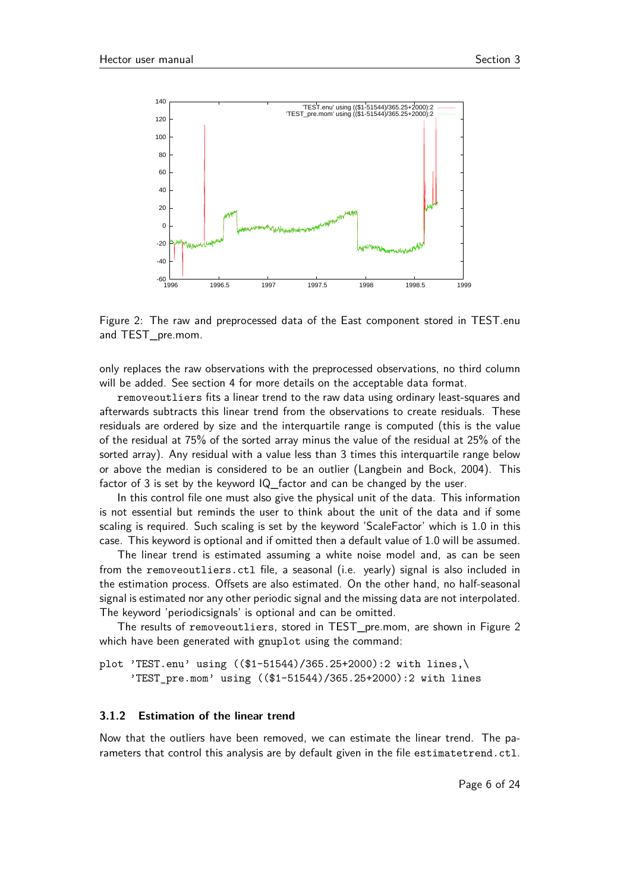Figure 2: The raw and preprocessed data of the East component stored in TEST.enu and TEST_pre.mom.

only replaces the raw observations with the preprocessed observations, no third column will be added. See section 4 for more details on the acceptable data format.

removeoutliers fits a linear trend to the raw data using ordinary least-squares and afterwards subtracts this linear trend from the observations to create residuals. These residuals are ordered by size and the interquartile range is computed (this is the value of the residual at 75% of the sorted array minus the value of the residual at 25% of the sorted array). Any residual with a value less than 3 times this interquartile range below or above the median is considered to be an outlier (Langbein and Bock, 2004). This factor of 3 is set by the keyword IQ_factor and can be changed by the user.

In this control file one must also give the physical unit of the data. This information is not essential but reminds the user to think about the unit of the data and if some scaling is required. Such scaling is set by the keyword 'ScaleFactor' which is 1.0 in this case. This keyword is optional and if omitted then a default value of 1.0 will be assumed.

The linear trend is estimated assuming a white noise model and, as can be seen from the removeoutliers.ctl file, a seasonal (i.e. yearly) signal is also included in the estimation process. Offsets are also estimated. On the other hand, no half-seasonal signal is estimated nor any other periodic signal and the missing data are not interpolated. The keyword 'periodicsignals' is optional and can be omitted.

The results of removeoutliers, stored in TEST_pre.mom, are shown in Figure 2 which have been generated with gnuplot using the command:

```
plot 'TEST.enu' using (($1-51544)/365.25+2000):2 with lines,\
     'TEST_pre.mom' using (($1-51544)/365.25+2000):2 with lines
```

### 3.1.2 Estimation of the linear trend

Now that the outliers have been removed, we can estimate the linear trend. The parameters that control this analysis are by default given in the file estimatetrend.ctl.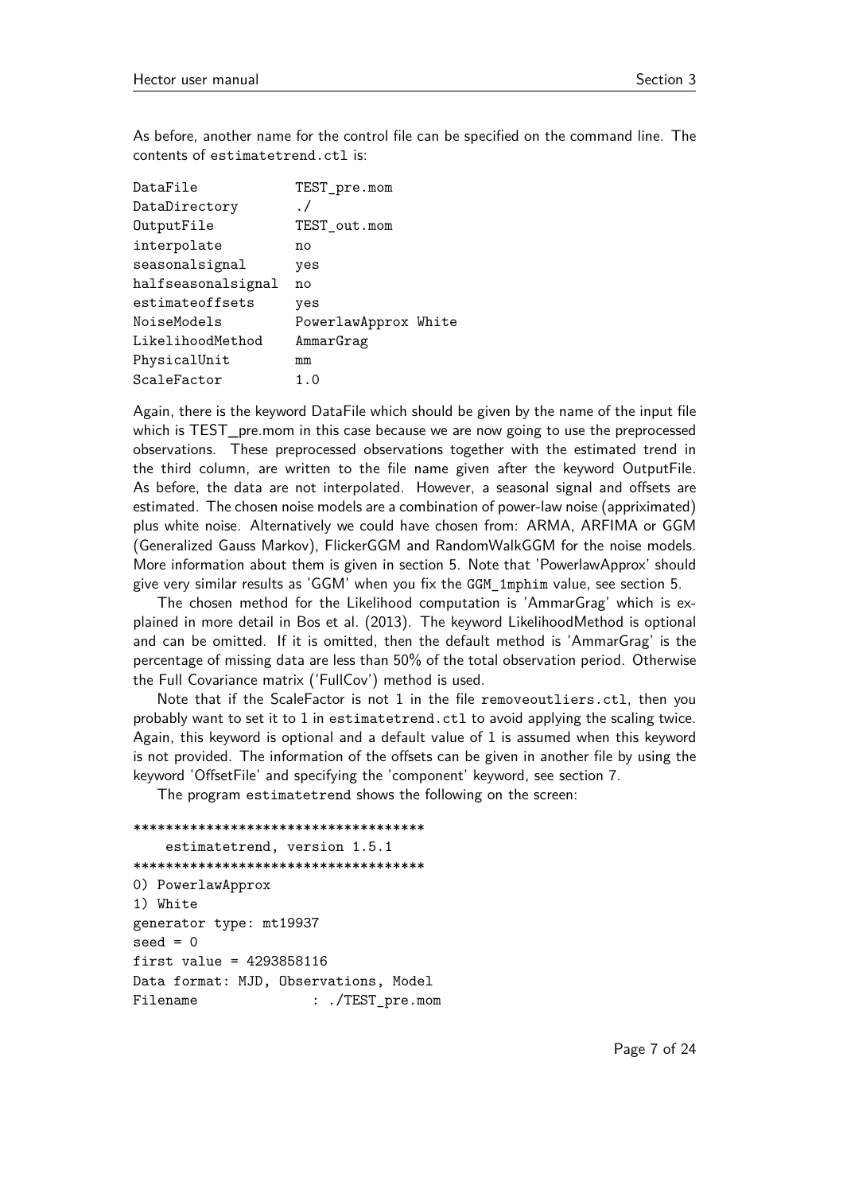As before, another name for the control file can be specified on the command line. The contents of `estimatetrend.ctl` is:

```
DataFile            TEST_pre.mom
DataDirectory       ./
OutputFile          TEST_out.mom
interpolate         no
seasonalsignal      yes
halfseasonalsignal  no
estimateoffsets     yes
NoiseModels         PowerlawApprox White
LikelihoodMethod    AmmarGrag
PhysicalUnit        mm
ScaleFactor         1.0
```

Again, there is the keyword DataFile which should be given by the name of the input file which is TEST_pre.mom in this case because we are now going to use the preprocessed observations. These preprocessed observations together with the estimated trend in the third column, are written to the file name given after the keyword OutputFile. As before, the data are not interpolated. However, a seasonal signal and offsets are estimated. The chosen noise models are a combination of power-law noise (appriximated) plus white noise. Alternatively we could have chosen from: ARMA, ARFIMA or GGM (Generalized Gauss Markov), FlickerGGM and RandomWalkGGM for the noise models. More information about them is given in section 5. Note that 'PowerlawApprox' should give very similar results as 'GGM' when you fix the `GGM_1mphim` value, see section 5.

The chosen method for the Likelihood computation is 'AmmarGrag' which is explained in more detail in Bos et al. (2013). The keyword LikelihoodMethod is optional and can be omitted. If it is omitted, then the default method is 'AmmarGrag' is the percentage of missing data are less than 50% of the total observation period. Otherwise the Full Covariance matrix ('FullCov') method is used.

Note that if the ScaleFactor is not 1 in the file `removeoutliers.ctl`, then you probably want to set it to 1 in `estimatetrend.ctl` to avoid applying the scaling twice. Again, this keyword is optional and a default value of 1 is assumed when this keyword is not provided. The information of the offsets can be given in another file by using the keyword 'OffsetFile' and specifying the 'component' keyword, see section 7.

The program `estimatetrend` shows the following on the screen:

```
************************************
    estimatetrend, version 1.5.1
************************************
0) PowerlawApprox
1) White
generator type: mt19937
seed = 0
first value = 4293858116
Data format: MJD, Observations, Model
Filename              : ./TEST_pre.mom
```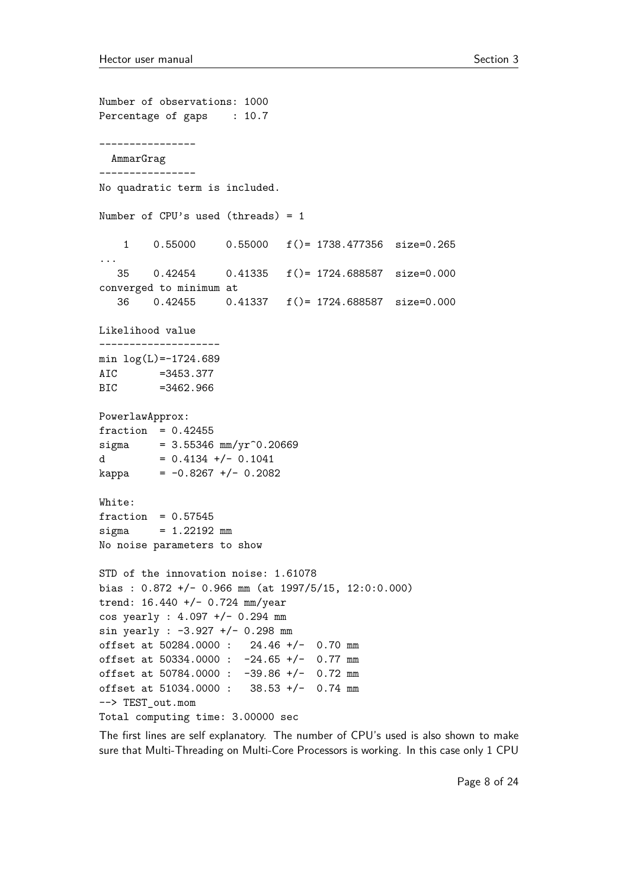```
Number of observations: 1000
Percentage of gaps    : 10.7

----------------
  AmmarGrag
----------------
No quadratic term is included.

Number of CPU's used (threads) = 1

    1    0.55000     0.55000   f()= 1738.477356  size=0.265
...
   35    0.42454     0.41335   f()= 1724.688587  size=0.000
converged to minimum at
   36    0.42455     0.41337   f()= 1724.688587  size=0.000

Likelihood value
--------------------
min log(L)=-1724.689
AIC       =3453.377
BIC       =3462.966

PowerlawApprox:
fraction  = 0.42455
sigma     = 3.55346 mm/yr^0.20669
d         = 0.4134 +/- 0.1041
kappa     = -0.8267 +/- 0.2082

White:
fraction  = 0.57545
sigma     = 1.22192 mm
No noise parameters to show

STD of the innovation noise: 1.61078
bias : 0.872 +/- 0.966 mm (at 1997/5/15, 12:0:0.000)
trend: 16.440 +/- 0.724 mm/year
cos yearly : 4.097 +/- 0.294 mm
sin yearly : -3.927 +/- 0.298 mm
offset at 50284.0000 :   24.46 +/-  0.70 mm
offset at 50334.0000 :  -24.65 +/-  0.77 mm
offset at 50784.0000 :  -39.86 +/-  0.72 mm
offset at 51034.0000 :   38.53 +/-  0.74 mm
--> TEST_out.mom
Total computing time: 3.00000 sec
```

The first lines are self explanatory. The number of CPU's used is also shown to make sure that Multi-Threading on Multi-Core Processors is working. In this case only 1 CPU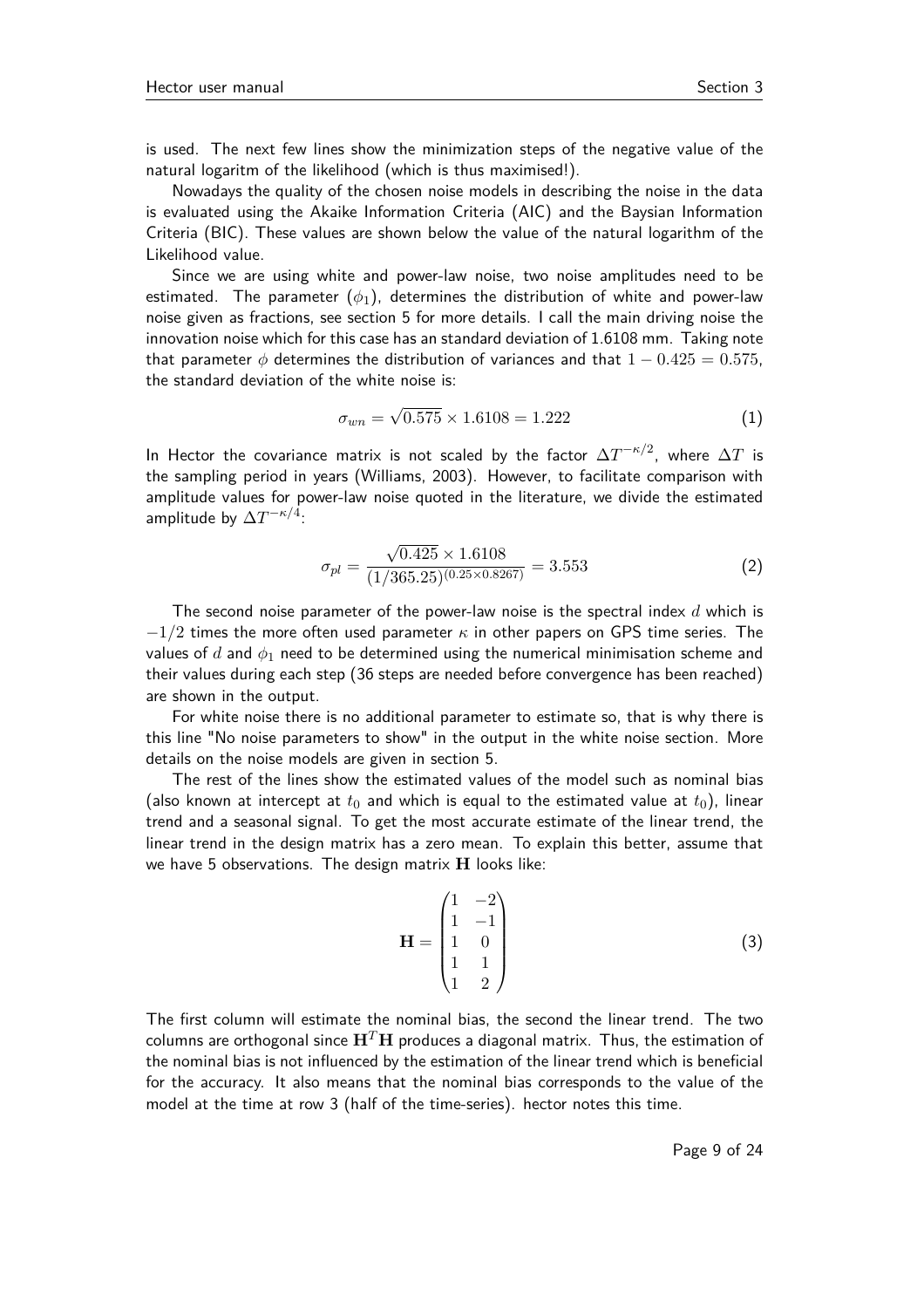is used. The next few lines show the minimization steps of the negative value of the natural logaritm of the likelihood (which is thus maximised!).

Nowadays the quality of the chosen noise models in describing the noise in the data is evaluated using the Akaike Information Criteria (AIC) and the Baysian Information Criteria (BIC). These values are shown below the value of the natural logarithm of the Likelihood value.

Since we are using white and power-law noise, two noise amplitudes need to be estimated. The parameter ($\phi_1$), determines the distribution of white and power-law noise given as fractions, see section 5 for more details. I call the main driving noise the innovation noise which for this case has an standard deviation of 1.6108 mm. Taking note that parameter $\phi$ determines the distribution of variances and that $1 - 0.425 = 0.575$, the standard deviation of the white noise is:

$$\sigma_{wn} = \sqrt{0.575} \times 1.6108 = 1.222 \tag{1}$$

In Hector the covariance matrix is not scaled by the factor $\Delta T^{-\kappa/2}$, where $\Delta T$ is the sampling period in years (Williams, 2003). However, to facilitate comparison with amplitude values for power-law noise quoted in the literature, we divide the estimated amplitude by $\Delta T^{-\kappa/4}$:

$$\sigma_{pl} = \frac{\sqrt{0.425} \times 1.6108}{(1/365.25)^{(0.25 \times 0.8267)}} = 3.553 \tag{2}$$

The second noise parameter of the power-law noise is the spectral index $d$ which is $-1/2$ times the more often used parameter $\kappa$ in other papers on GPS time series. The values of $d$ and $\phi_1$ need to be determined using the numerical minimisation scheme and their values during each step (36 steps are needed before convergence has been reached) are shown in the output.

For white noise there is no additional parameter to estimate so, that is why there is this line "No noise parameters to show" in the output in the white noise section. More details on the noise models are given in section 5.

The rest of the lines show the estimated values of the model such as nominal bias (also known at intercept at $t_0$ and which is equal to the estimated value at $t_0$), linear trend and a seasonal signal. To get the most accurate estimate of the linear trend, the linear trend in the design matrix has a zero mean. To explain this better, assume that we have 5 observations. The design matrix $\mathbf{H}$ looks like:

$$\mathbf{H} = \begin{pmatrix} 1 & -2 \\ 1 & -1 \\ 1 & 0 \\ 1 & 1 \\ 1 & 2 \end{pmatrix} \tag{3}$$

The first column will estimate the nominal bias, the second the linear trend. The two columns are orthogonal since $\mathbf{H}^T\mathbf{H}$ produces a diagonal matrix. Thus, the estimation of the nominal bias is not influenced by the estimation of the linear trend which is beneficial for the accuracy. It also means that the nominal bias corresponds to the value of the model at the time at row 3 (half of the time-series). hector notes this time.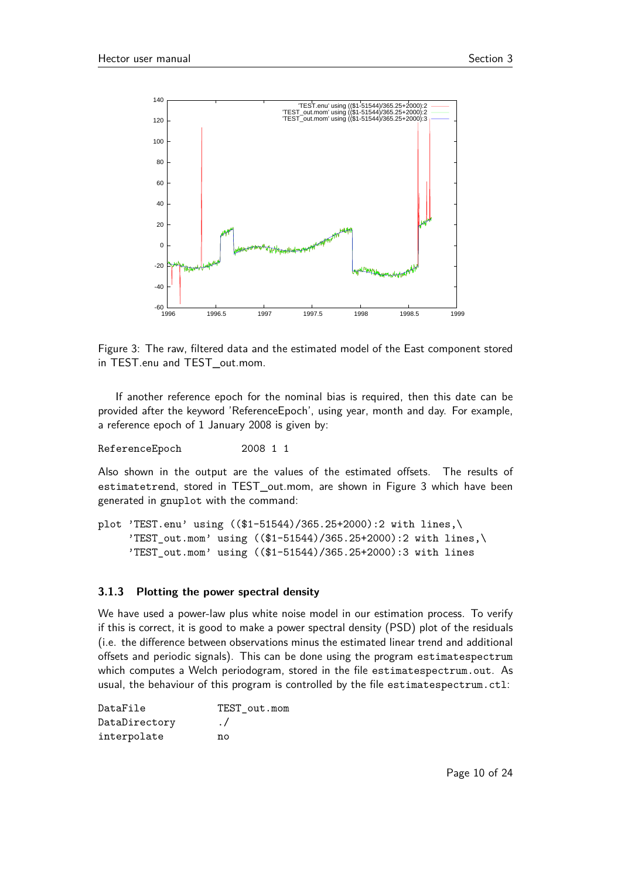Figure 3: The raw, filtered data and the estimated model of the East component stored in TEST.enu and TEST_out.mom.

If another reference epoch for the nominal bias is required, then this date can be provided after the keyword 'ReferenceEpoch', using year, month and day. For example, a reference epoch of 1 January 2008 is given by:

```
ReferenceEpoch          2008 1 1
```

Also shown in the output are the values of the estimated offsets. The results of `estimatetrend`, stored in TEST_out.mom, are shown in Figure 3 which have been generated in `gnuplot` with the command:

```
plot 'TEST.enu' using (($1-51544)/365.25+2000):2 with lines,\
     'TEST_out.mom' using (($1-51544)/365.25+2000):2 with lines,\
     'TEST_out.mom' using (($1-51544)/365.25+2000):3 with lines
```

### 3.1.3 Plotting the power spectral density

We have used a power-law plus white noise model in our estimation process. To verify if this is correct, it is good to make a power spectral density (PSD) plot of the residuals (i.e. the difference between observations minus the estimated linear trend and additional offsets and periodic signals). This can be done using the program `estimatespectrum` which computes a Welch periodogram, stored in the file `estimatespectrum.out`. As usual, the behaviour of this program is controlled by the file `estimatespectrum.ctl`:

```
DataFile          TEST_out.mom
DataDirectory     ./
interpolate       no
```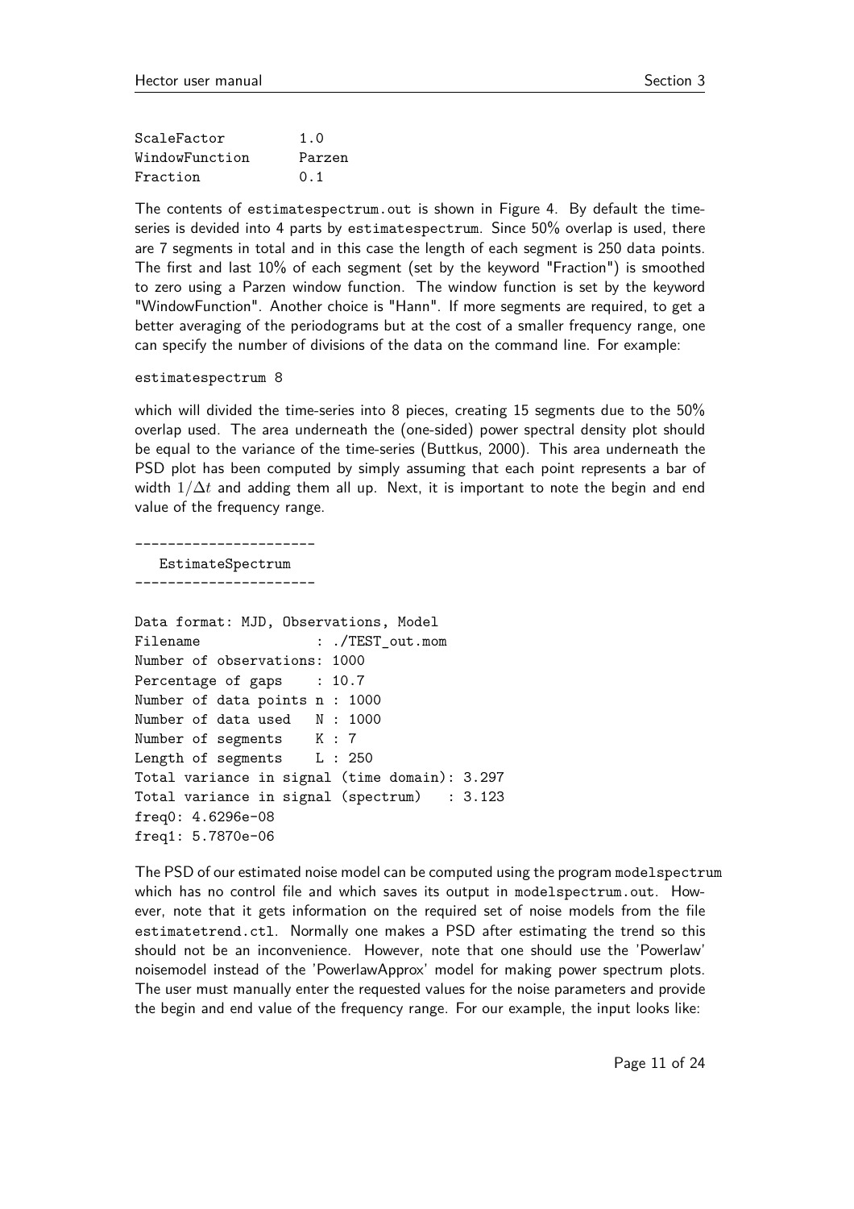```
ScaleFactor         1.0
WindowFunction      Parzen
Fraction            0.1
```

The contents of estimatespectrum.out is shown in Figure 4. By default the time-series is devided into 4 parts by estimatespectrum. Since 50% overlap is used, there are 7 segments in total and in this case the length of each segment is 250 data points. The first and last 10% of each segment (set by the keyword "Fraction") is smoothed to zero using a Parzen window function. The window function is set by the keyword "WindowFunction". Another choice is "Hann". If more segments are required, to get a better averaging of the periodograms but at the cost of a smaller frequency range, one can specify the number of divisions of the data on the command line. For example:

```
estimatespectrum 8
```

which will divided the time-series into 8 pieces, creating 15 segments due to the 50% overlap used. The area underneath the (one-sided) power spectral density plot should be equal to the variance of the time-series (Buttkus, 2000). This area underneath the PSD plot has been computed by simply assuming that each point represents a bar of width $1/\Delta t$ and adding them all up. Next, it is important to note the begin and end value of the frequency range.

```
----------------------
   EstimateSpectrum
----------------------

Data format: MJD, Observations, Model
Filename              : ./TEST_out.mom
Number of observations: 1000
Percentage of gaps    : 10.7
Number of data points n : 1000
Number of data used   N : 1000
Number of segments    K : 7
Length of segments    L : 250
Total variance in signal (time domain): 3.297
Total variance in signal (spectrum)   : 3.123
freq0: 4.6296e-08
freq1: 5.7870e-06
```

The PSD of our estimated noise model can be computed using the program modelspectrum which has no control file and which saves its output in modelspectrum.out. However, note that it gets information on the required set of noise models from the file estimatetrend.ctl. Normally one makes a PSD after estimating the trend so this should not be an inconvenience. However, note that one should use the 'Powerlaw' noisemodel instead of the 'PowerlawApprox' model for making power spectrum plots. The user must manually enter the requested values for the noise parameters and provide the begin and end value of the frequency range. For our example, the input looks like: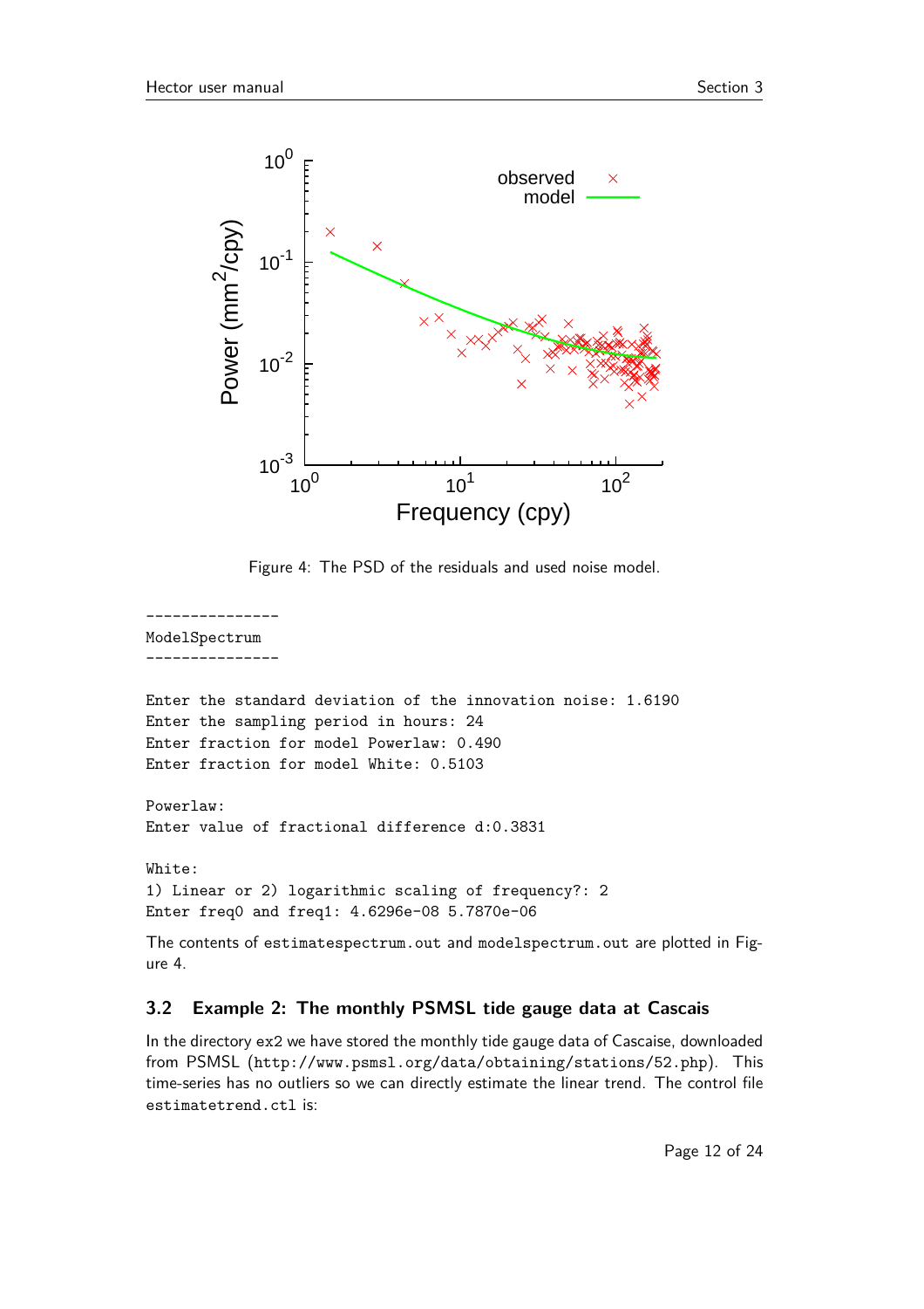Figure 4: The PSD of the residuals and used noise model.

```
---------------
ModelSpectrum
---------------

Enter the standard deviation of the innovation noise: 1.6190
Enter the sampling period in hours: 24
Enter fraction for model Powerlaw: 0.490
Enter fraction for model White: 0.5103

Powerlaw:
Enter value of fractional difference d:0.3831

White:
1) Linear or 2) logarithmic scaling of frequency?: 2
Enter freq0 and freq1: 4.6296e-08 5.7870e-06
```

The contents of `estimatespectrum.out` and `modelspectrum.out` are plotted in Figure 4.

### 3.2 Example 2: The monthly PSMSL tide gauge data at Cascais

In the directory ex2 we have stored the monthly tide gauge data of Cascaise, downloaded from PSMSL (`http://www.psmsl.org/data/obtaining/stations/52.php`). This time-series has no outliers so we can directly estimate the linear trend. The control file `estimatetrend.ctl` is: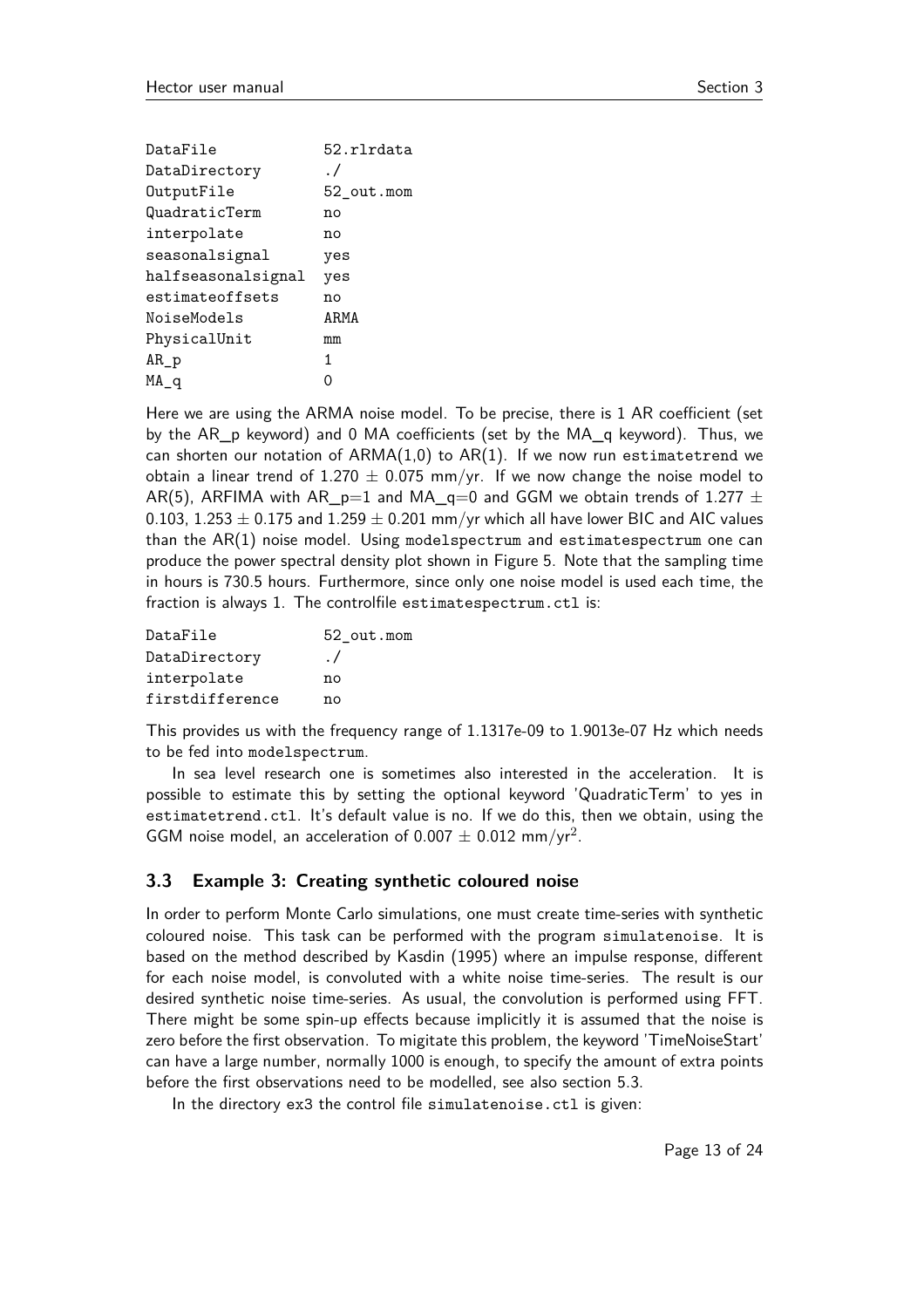```
DataFile            52.rlrdata
DataDirectory       ./
OutputFile          52_out.mom
QuadraticTerm       no
interpolate         no
seasonalsignal      yes
halfseasonalsignal  yes
estimateoffsets     no
NoiseModels         ARMA
PhysicalUnit        mm
AR_p                1
MA_q                0
```

Here we are using the ARMA noise model. To be precise, there is 1 AR coefficient (set by the AR_p keyword) and 0 MA coefficients (set by the MA_q keyword). Thus, we can shorten our notation of ARMA(1,0) to AR(1). If we now run estimatetrend we obtain a linear trend of $1.270 \pm 0.075$ mm/yr. If we now change the noise model to AR(5), ARFIMA with AR_p=1 and MA_q=0 and GGM we obtain trends of $1.277 \pm 0.103$, $1.253 \pm 0.175$ and $1.259 \pm 0.201$ mm/yr which all have lower BIC and AIC values than the AR(1) noise model. Using modelspectrum and estimatespectrum one can produce the power spectral density plot shown in Figure 5. Note that the sampling time in hours is 730.5 hours. Furthermore, since only one noise model is used each time, the fraction is always 1. The controlfile estimatespectrum.ctl is:

```
DataFile            52_out.mom
DataDirectory       ./
interpolate         no
firstdifference     no
```

This provides us with the frequency range of 1.1317e-09 to 1.9013e-07 Hz which needs to be fed into modelspectrum.

In sea level research one is sometimes also interested in the acceleration. It is possible to estimate this by setting the optional keyword 'QuadraticTerm' to yes in estimatetrend.ctl. It's default value is no. If we do this, then we obtain, using the GGM noise model, an acceleration of $0.007 \pm 0.012$ mm/yr$^2$.

### 3.3 Example 3: Creating synthetic coloured noise

In order to perform Monte Carlo simulations, one must create time-series with synthetic coloured noise. This task can be performed with the program simulatenoise. It is based on the method described by Kasdin (1995) where an impulse response, different for each noise model, is convoluted with a white noise time-series. The result is our desired synthetic noise time-series. As usual, the convolution is performed using FFT. There might be some spin-up effects because implicitly it is assumed that the noise is zero before the first observation. To migitate this problem, the keyword 'TimeNoiseStart' can have a large number, normally 1000 is enough, to specify the amount of extra points before the first observations need to be modelled, see also section 5.3.

In the directory ex3 the control file simulatenoise.ctl is given: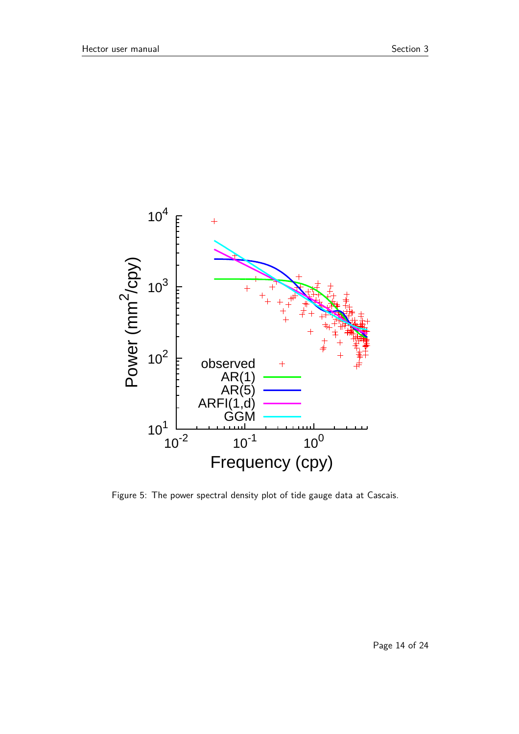Figure 5: The power spectral density plot of tide gauge data at Cascais.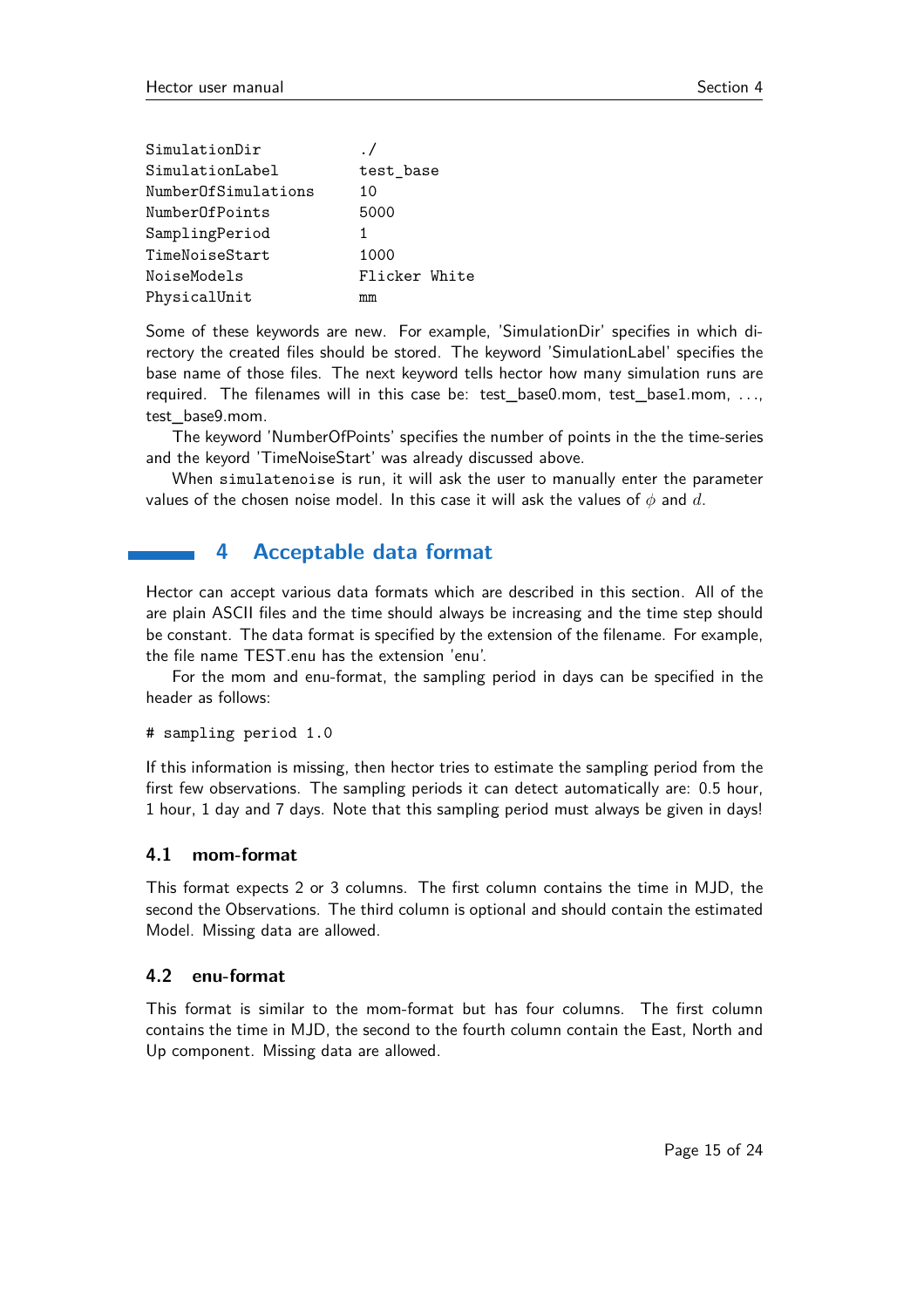```
SimulationDir          ./
SimulationLabel        test_base
NumberOfSimulations    10
NumberOfPoints         5000
SamplingPeriod         1
TimeNoiseStart         1000
NoiseModels            Flicker White
PhysicalUnit           mm
```

Some of these keywords are new. For example, 'SimulationDir' specifies in which directory the created files should be stored. The keyword 'SimulationLabel' specifies the base name of those files. The next keyword tells hector how many simulation runs are required. The filenames will in this case be: test_base0.mom, test_base1.mom, ..., test_base9.mom.

The keyword 'NumberOfPoints' specifies the number of points in the the time-series and the keyord 'TimeNoiseStart' was already discussed above.

When `simulatenoise` is run, it will ask the user to manually enter the parameter values of the chosen noise model. In this case it will ask the values of $\phi$ and $d$.

# 4 Acceptable data format

Hector can accept various data formats which are described in this section. All of the are plain ASCII files and the time should always be increasing and the time step should be constant. The data format is specified by the extension of the filename. For example, the file name TEST.enu has the extension 'enu'.

For the mom and enu-format, the sampling period in days can be specified in the header as follows:

```
# sampling period 1.0
```

If this information is missing, then hector tries to estimate the sampling period from the first few observations. The sampling periods it can detect automatically are: 0.5 hour, 1 hour, 1 day and 7 days. Note that this sampling period must always be given in days!

## 4.1 mom-format

This format expects 2 or 3 columns. The first column contains the time in MJD, the second the Observations. The third column is optional and should contain the estimated Model. Missing data are allowed.

## 4.2 enu-format

This format is similar to the mom-format but has four columns. The first column contains the time in MJD, the second to the fourth column contain the East, North and Up component. Missing data are allowed.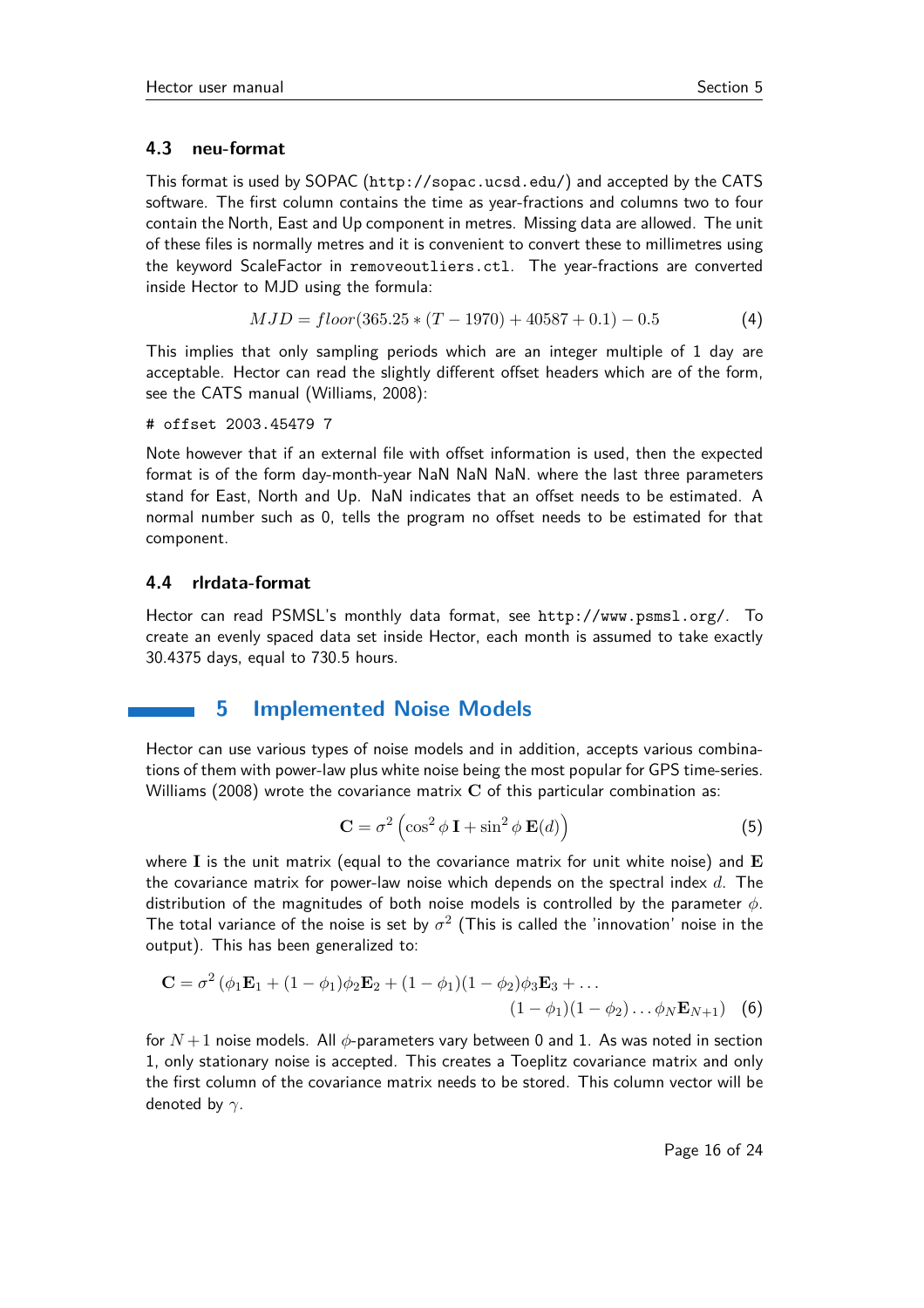### 4.3 neu-format

This format is used by SOPAC (http://sopac.ucsd.edu/) and accepted by the CATS software. The first column contains the time as year-fractions and columns two to four contain the North, East and Up component in metres. Missing data are allowed. The unit of these files is normally metres and it is convenient to convert these to millimetres using the keyword ScaleFactor in `removeoutliers.ctl`. The year-fractions are converted inside Hector to MJD using the formula:

$$MJD = floor(365.25 * (T - 1970) + 40587 + 0.1) - 0.5 \tag{4}$$

This implies that only sampling periods which are an integer multiple of 1 day are acceptable. Hector can read the slightly different offset headers which are of the form, see the CATS manual (Williams, 2008):

```
# offset 2003.45479 7
```

Note however that if an external file with offset information is used, then the expected format is of the form day-month-year NaN NaN NaN. where the last three parameters stand for East, North and Up. NaN indicates that an offset needs to be estimated. A normal number such as 0, tells the program no offset needs to be estimated for that component.

### 4.4 rlrdata-format

Hector can read PSMSL's monthly data format, see http://www.psmsl.org/. To create an evenly spaced data set inside Hector, each month is assumed to take exactly 30.4375 days, equal to 730.5 hours.

## 5 Implemented Noise Models

Hector can use various types of noise models and in addition, accepts various combinations of them with power-law plus white noise being the most popular for GPS time-series. Williams (2008) wrote the covariance matrix $\mathbf{C}$ of this particular combination as:

$$\mathbf{C} = \sigma^2 \left( \cos^2 \phi \, \mathbf{I} + \sin^2 \phi \, \mathbf{E}(d) \right) \tag{5}$$

where $\mathbf{I}$ is the unit matrix (equal to the covariance matrix for unit white noise) and $\mathbf{E}$ the covariance matrix for power-law noise which depends on the spectral index $d$. The distribution of the magnitudes of both noise models is controlled by the parameter $\phi$. The total variance of the noise is set by $\sigma^2$ (This is called the 'innovation' noise in the output). This has been generalized to:

$$\mathbf{C} = \sigma^2 \left( \phi_1 \mathbf{E}_1 + (1-\phi_1)\phi_2 \mathbf{E}_2 + (1-\phi_1)(1-\phi_2)\phi_3 \mathbf{E}_3 + \ldots \right.$$
$$\left. (1-\phi_1)(1-\phi_2)\ldots\phi_N \mathbf{E}_{N+1} \right) \tag{6}$$

for $N+1$ noise models. All $\phi$-parameters vary between 0 and 1. As was noted in section 1, only stationary noise is accepted. This creates a Toeplitz covariance matrix and only the first column of the covariance matrix needs to be stored. This column vector will be denoted by $\gamma$.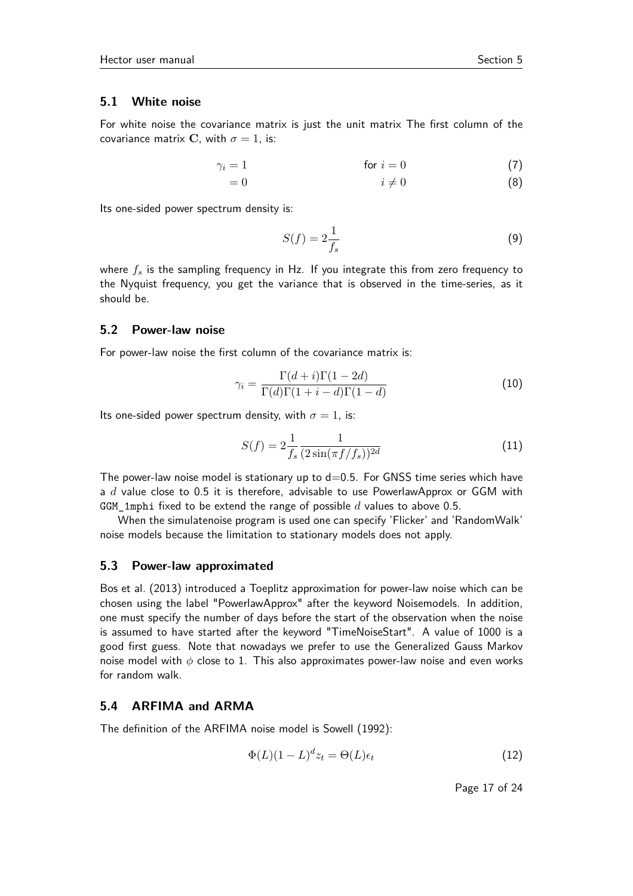### 5.1 White noise

For white noise the covariance matrix is just the unit matrix The first column of the covariance matrix $\mathbf{C}$, with $\sigma = 1$, is:

$$\gamma_i = 1 \qquad \text{for } i = 0 \tag{7}$$

$$= 0 \qquad i \neq 0 \tag{8}$$

Its one-sided power spectrum density is:

$$S(f) = 2\frac{1}{f_s} \tag{9}$$

where $f_s$ is the sampling frequency in Hz. If you integrate this from zero frequency to the Nyquist frequency, you get the variance that is observed in the time-series, as it should be.

### 5.2 Power-law noise

For power-law noise the first column of the covariance matrix is:

$$\gamma_i = \frac{\Gamma(d+i)\Gamma(1-2d)}{\Gamma(d)\Gamma(1+i-d)\Gamma(1-d)} \tag{10}$$

Its one-sided power spectrum density, with $\sigma = 1$, is:

$$S(f) = 2\frac{1}{f_s}\frac{1}{(2\sin(\pi f/f_s))^{2d}} \tag{11}$$

The power-law noise model is stationary up to d=0.5. For GNSS time series which have a $d$ value close to 0.5 it is therefore, advisable to use PowerlawApprox or GGM with `GGM_1mphi` fixed to be extend the range of possible $d$ values to above 0.5.

When the simulatenoise program is used one can specify 'Flicker' and 'RandomWalk' noise models because the limitation to stationary models does not apply.

### 5.3 Power-law approximated

Bos et al. (2013) introduced a Toeplitz approximation for power-law noise which can be chosen using the label "PowerlawApprox" after the keyword Noisemodels. In addition, one must specify the number of days before the start of the observation when the noise is assumed to have started after the keyword "TimeNoiseStart". A value of 1000 is a good first guess. Note that nowadays we prefer to use the Generalized Gauss Markov noise model with $\phi$ close to 1. This also approximates power-law noise and even works for random walk.

### 5.4 ARFIMA and ARMA

The definition of the ARFIMA noise model is Sowell (1992):

$$\Phi(L)(1-L)^d z_t = \Theta(L)\epsilon_t \tag{12}$$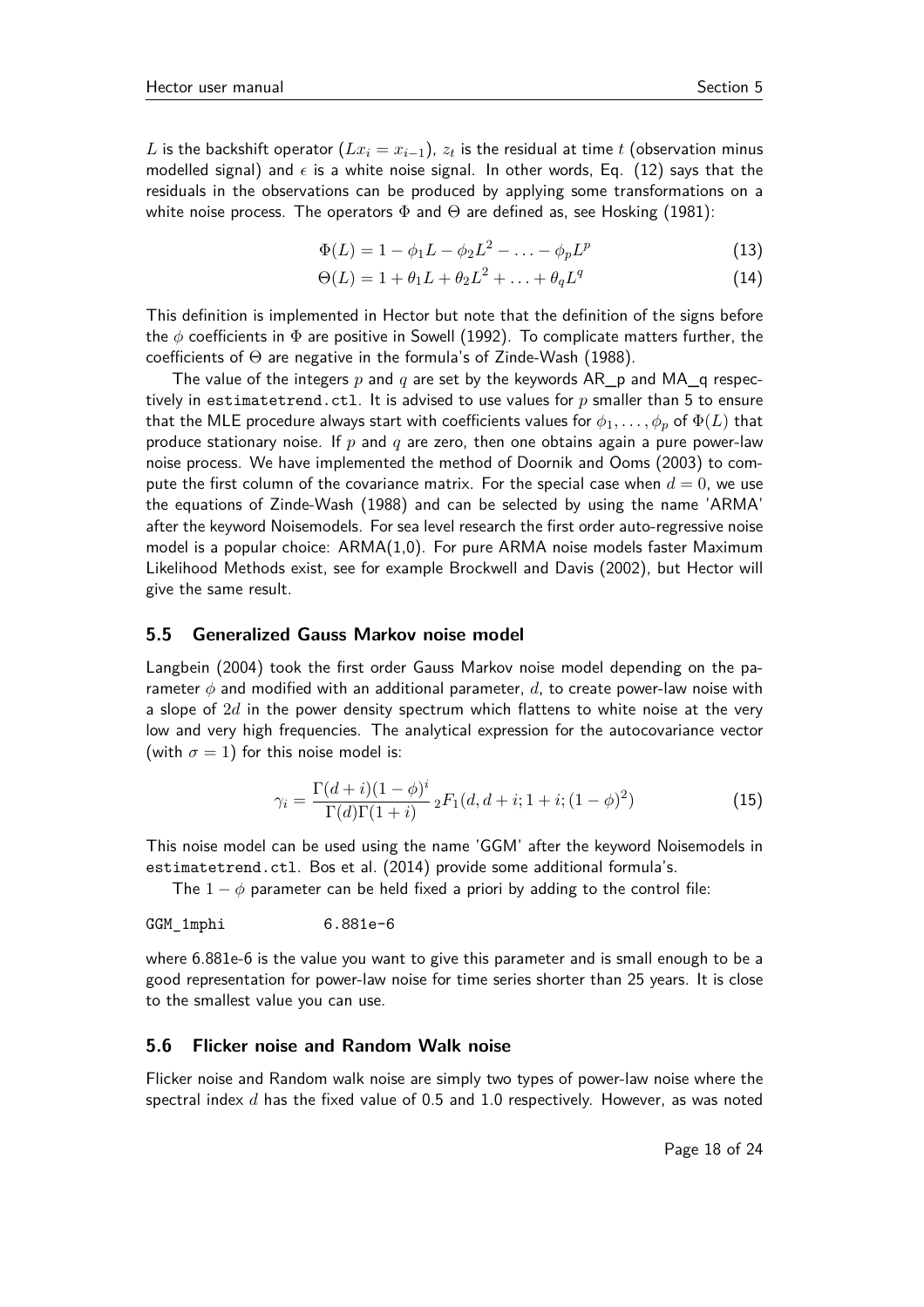$L$ is the backshift operator ($Lx_i = x_{i-1}$), $z_t$ is the residual at time $t$ (observation minus modelled signal) and $\epsilon$ is a white noise signal. In other words, Eq. (12) says that the residuals in the observations can be produced by applying some transformations on a white noise process. The operators $\Phi$ and $\Theta$ are defined as, see Hosking (1981):

$$\Phi(L) = 1 - \phi_1 L - \phi_2 L^2 - \ldots - \phi_p L^p \tag{13}$$

$$\Theta(L) = 1 + \theta_1 L + \theta_2 L^2 + \ldots + \theta_q L^q \tag{14}$$

This definition is implemented in Hector but note that the definition of the signs before the $\phi$ coefficients in $\Phi$ are positive in Sowell (1992). To complicate matters further, the coefficients of $\Theta$ are negative in the formula's of Zinde-Wash (1988).

The value of the integers $p$ and $q$ are set by the keywords AR_p and MA_q respectively in `estimatetrend.ctl`. It is advised to use values for $p$ smaller than 5 to ensure that the MLE procedure always start with coefficients values for $\phi_1, \ldots, \phi_p$ of $\Phi(L)$ that produce stationary noise. If $p$ and $q$ are zero, then one obtains again a pure power-law noise process. We have implemented the method of Doornik and Ooms (2003) to compute the first column of the covariance matrix. For the special case when $d = 0$, we use the equations of Zinde-Wash (1988) and can be selected by using the name 'ARMA' after the keyword Noisemodels. For sea level research the first order auto-regressive noise model is a popular choice: ARMA(1,0). For pure ARMA noise models faster Maximum Likelihood Methods exist, see for example Brockwell and Davis (2002), but Hector will give the same result.

## 5.5 Generalized Gauss Markov noise model

Langbein (2004) took the first order Gauss Markov noise model depending on the parameter $\phi$ and modified with an additional parameter, $d$, to create power-law noise with a slope of $2d$ in the power density spectrum which flattens to white noise at the very low and very high frequencies. The analytical expression for the autocovariance vector (with $\sigma = 1$) for this noise model is:

$$\gamma_i = \frac{\Gamma(d+i)(1-\phi)^i}{\Gamma(d)\Gamma(1+i)}\, {}_2F_1(d, d+i; 1+i; (1-\phi)^2) \tag{15}$$

This noise model can be used using the name 'GGM' after the keyword Noisemodels in `estimatetrend.ctl`. Bos et al. (2014) provide some additional formula's.

The $1 - \phi$ parameter can be held fixed a priori by adding to the control file:

```
GGM_1mphi           6.881e-6
```

where 6.881e-6 is the value you want to give this parameter and is small enough to be a good representation for power-law noise for time series shorter than 25 years. It is close to the smallest value you can use.

## 5.6 Flicker noise and Random Walk noise

Flicker noise and Random walk noise are simply two types of power-law noise where the spectral index $d$ has the fixed value of 0.5 and 1.0 respectively. However, as was noted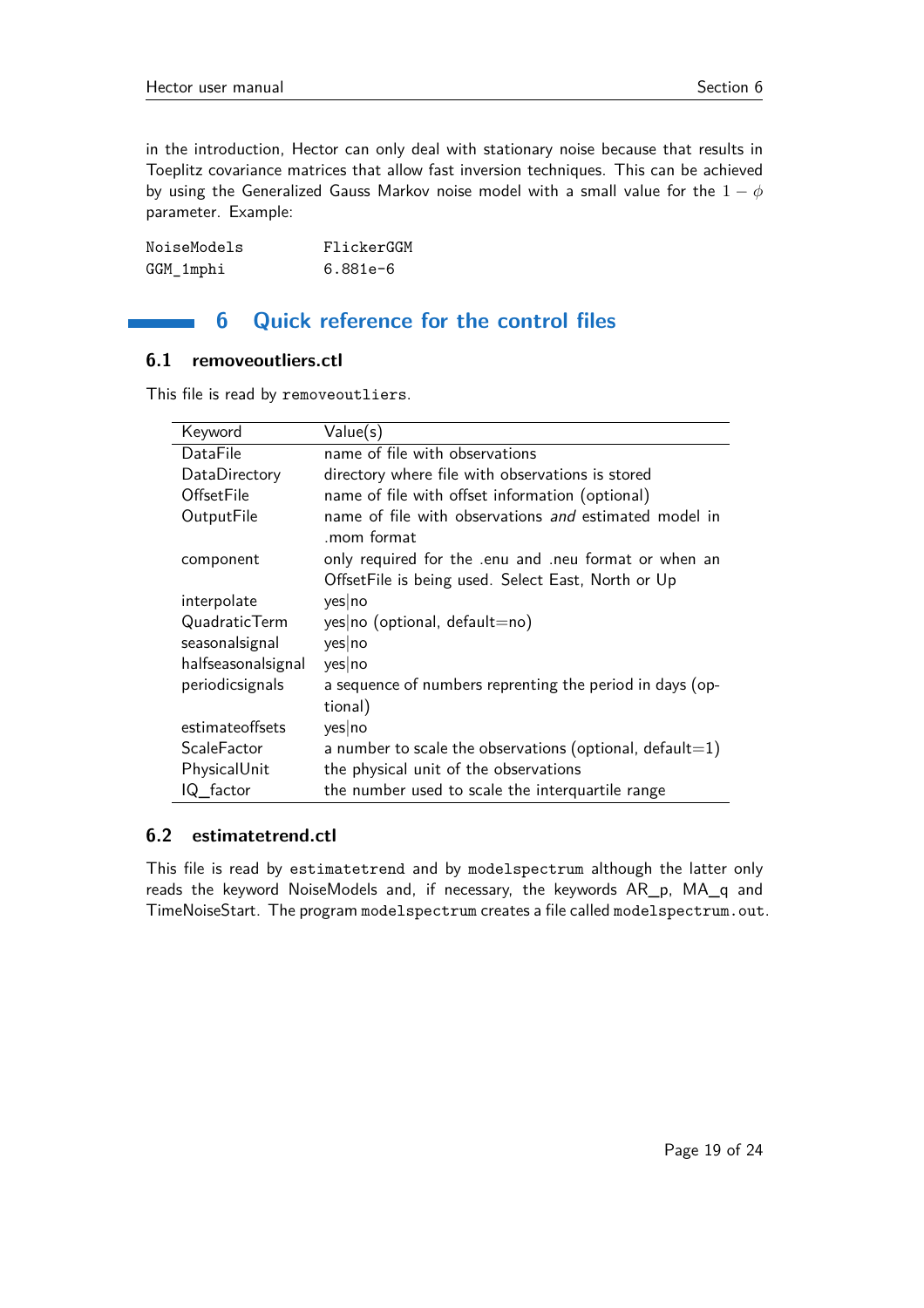in the introduction, Hector can only deal with stationary noise because that results in Toeplitz covariance matrices that allow fast inversion techniques. This can be achieved by using the Generalized Gauss Markov noise model with a small value for the $1-\phi$ parameter. Example:

```
NoiseModels          FlickerGGM
GGM_1mphi            6.881e-6
```

# 6 Quick reference for the control files

## 6.1 removeoutliers.ctl

This file is read by `removeoutliers`.

| Keyword | Value(s) |
|---|---|
| DataFile | name of file with observations |
| DataDirectory | directory where file with observations is stored |
| OffsetFile | name of file with offset information (optional) |
| OutputFile | name of file with observations *and* estimated model in .mom format |
| component | only required for the .enu and .neu format or when an OffsetFile is being used. Select East, North or Up |
| interpolate | yes\|no |
| QuadraticTerm | yes\|no (optional, default=no) |
| seasonalsignal | yes\|no |
| halfseasonalsignal | yes\|no |
| periodicsignals | a sequence of numbers reprenting the period in days (optional) |
| estimateoffsets | yes\|no |
| ScaleFactor | a number to scale the observations (optional, default=1) |
| PhysicalUnit | the physical unit of the observations |
| IQ_factor | the number used to scale the interquartile range |

## 6.2 estimatetrend.ctl

This file is read by `estimatetrend` and by `modelspectrum` although the latter only reads the keyword NoiseModels and, if necessary, the keywords AR_p, MA_q and TimeNoiseStart. The program `modelspectrum` creates a file called `modelspectrum.out`.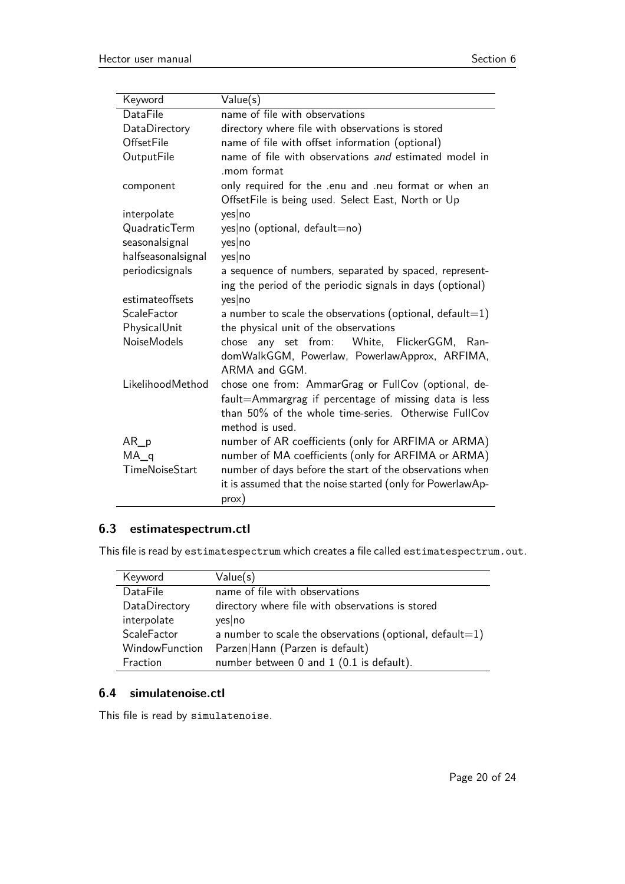| Keyword | Value(s) |
| --- | --- |
| DataFile | name of file with observations |
| DataDirectory | directory where file with observations is stored |
| OffsetFile | name of file with offset information (optional) |
| OutputFile | name of file with observations *and* estimated model in .mom format |
| component | only required for the .enu and .neu format or when an OffsetFile is being used. Select East, North or Up |
| interpolate | yes\|no |
| QuadraticTerm | yes\|no (optional, default=no) |
| seasonalsignal | yes\|no |
| halfseasonalsignal | yes\|no |
| periodicsignals | a sequence of numbers, separated by spaced, representing the period of the periodic signals in days (optional) |
| estimateoffsets | yes\|no |
| ScaleFactor | a number to scale the observations (optional, default=1) |
| PhysicalUnit | the physical unit of the observations |
| NoiseModels | chose any set from: White, FlickerGGM, RandomWalkGGM, Powerlaw, PowerlawApprox, ARFIMA, ARMA and GGM. |
| LikelihoodMethod | chose one from: AmmarGrag or FullCov (optional, default=Ammargrag if percentage of missing data is less than 50% of the whole time-series. Otherwise FullCov method is used. |
| AR_p | number of AR coefficients (only for ARFIMA or ARMA) |
| MA_q | number of MA coefficients (only for ARFIMA or ARMA) |
| TimeNoiseStart | number of days before the start of the observations when it is assumed that the noise started (only for PowerlawApprox) |

### 6.3 estimatespectrum.ctl

This file is read by `estimatespectrum` which creates a file called `estimatespectrum.out`.

| Keyword | Value(s) |
| --- | --- |
| DataFile | name of file with observations |
| DataDirectory | directory where file with observations is stored |
| interpolate | yes\|no |
| ScaleFactor | a number to scale the observations (optional, default=1) |
| WindowFunction | Parzen\|Hann (Parzen is default) |
| Fraction | number between 0 and 1 (0.1 is default). |

### 6.4 simulatenoise.ctl

This file is read by `simulatenoise`.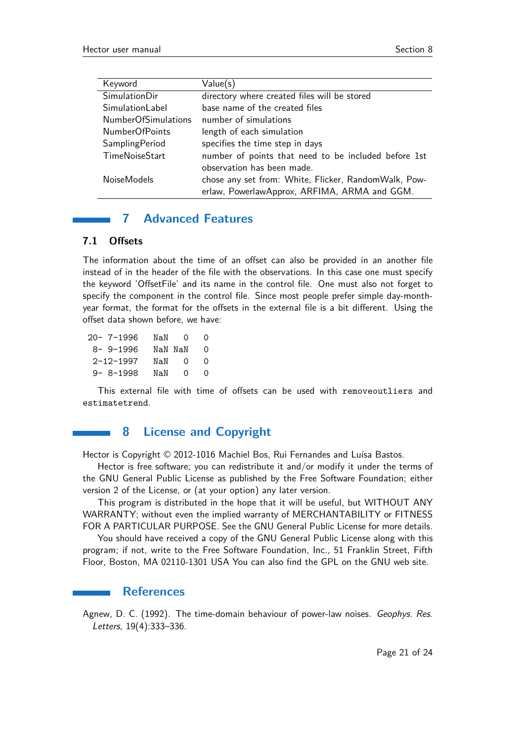| Keyword | Value(s) |
|---|---|
| SimulationDir | directory where created files will be stored |
| SimulationLabel | base name of the created files |
| NumberOfSimulations | number of simulations |
| NumberOfPoints | length of each simulation |
| SamplingPeriod | specifies the time step in days |
| TimeNoiseStart | number of points that need to be included before 1st observation has been made. |
| NoiseModels | chose any set from: White, Flicker, RandomWalk, Powerlaw, PowerlawApprox, ARFIMA, ARMA and GGM. |

# 7 Advanced Features

## 7.1 Offsets

The information about the time of an offset can also be provided in an another file instead of in the header of the file with the observations. In this case one must specify the keyword 'OffsetFile' and its name in the control file. One must also not forget to specify the component in the control file. Since most people prefer simple day-month-year format, the format for the offsets in the external file is a bit different. Using the offset data shown before, we have:

```
20- 7-1996   NaN   0   0
 8- 9-1996   NaN NaN   0
 2-12-1997   NaN   0   0
 9- 8-1998   NaN   0   0
```

This external file with time of offsets can be used with `removeoutliers` and `estimatetrend`.

# 8 License and Copyright

Hector is Copyright © 2012-1016 Machiel Bos, Rui Fernandes and Luísa Bastos.

Hector is free software; you can redistribute it and/or modify it under the terms of the GNU General Public License as published by the Free Software Foundation; either version 2 of the License, or (at your option) any later version.

This program is distributed in the hope that it will be useful, but WITHOUT ANY WARRANTY; without even the implied warranty of MERCHANTABILITY or FITNESS FOR A PARTICULAR PURPOSE. See the GNU General Public License for more details.

You should have received a copy of the GNU General Public License along with this program; if not, write to the Free Software Foundation, Inc., 51 Franklin Street, Fifth Floor, Boston, MA 02110-1301 USA You can also find the GPL on the GNU web site.

# References

Agnew, D. C. (1992). The time-domain behaviour of power-law noises. *Geophys. Res. Letters*, 19(4):333–336.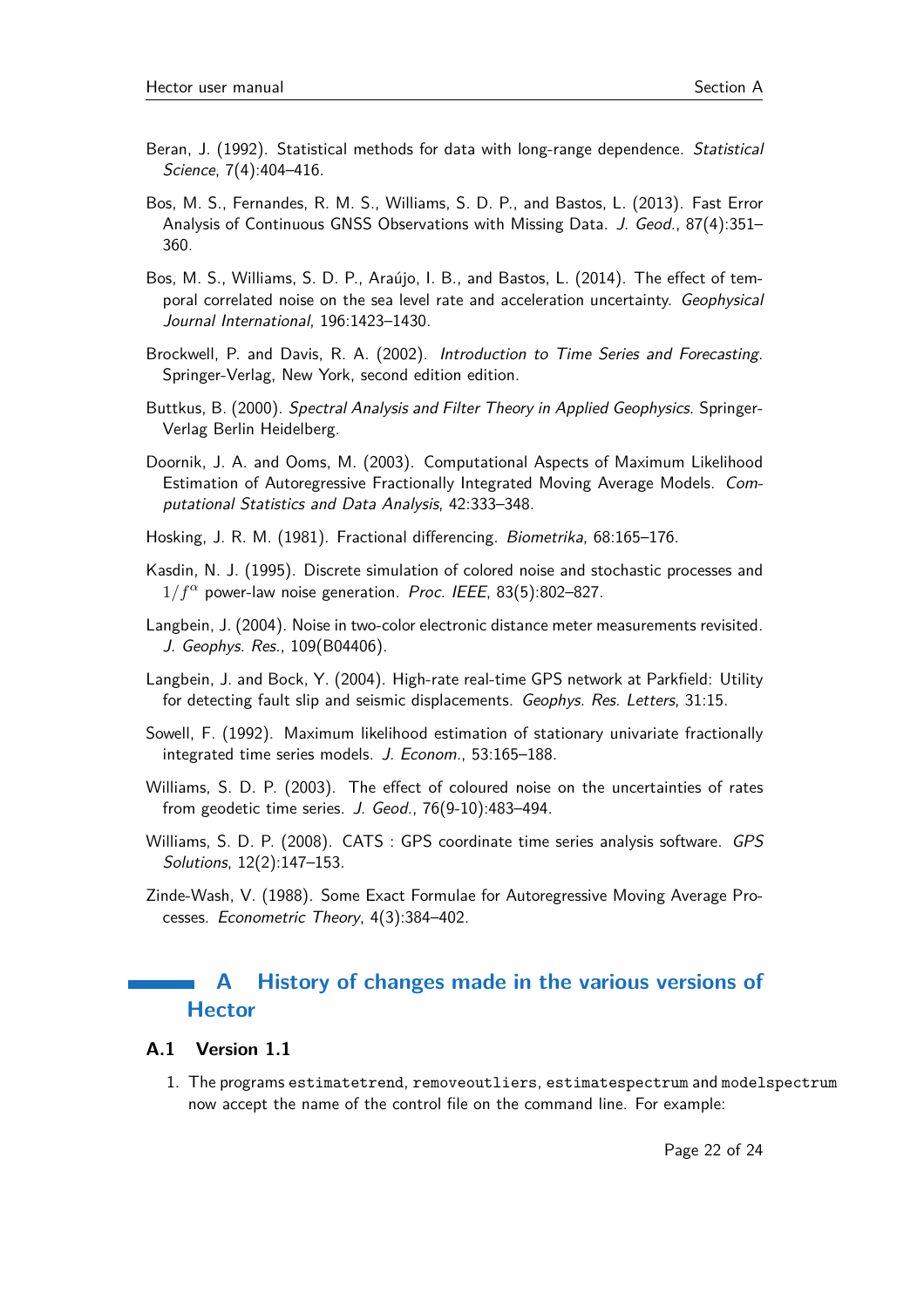Beran, J. (1992). Statistical methods for data with long-range dependence. *Statistical Science*, 7(4):404–416.

Bos, M. S., Fernandes, R. M. S., Williams, S. D. P., and Bastos, L. (2013). Fast Error Analysis of Continuous GNSS Observations with Missing Data. *J. Geod.*, 87(4):351–360.

Bos, M. S., Williams, S. D. P., Araújo, I. B., and Bastos, L. (2014). The effect of temporal correlated noise on the sea level rate and acceleration uncertainty. *Geophysical Journal International*, 196:1423–1430.

Brockwell, P. and Davis, R. A. (2002). *Introduction to Time Series and Forecasting*. Springer-Verlag, New York, second edition edition.

Buttkus, B. (2000). *Spectral Analysis and Filter Theory in Applied Geophysics*. Springer-Verlag Berlin Heidelberg.

Doornik, J. A. and Ooms, M. (2003). Computational Aspects of Maximum Likelihood Estimation of Autoregressive Fractionally Integrated Moving Average Models. *Computational Statistics and Data Analysis*, 42:333–348.

Hosking, J. R. M. (1981). Fractional differencing. *Biometrika*, 68:165–176.

Kasdin, N. J. (1995). Discrete simulation of colored noise and stochastic processes and $1/f^{\alpha}$ power-law noise generation. *Proc. IEEE*, 83(5):802–827.

Langbein, J. (2004). Noise in two-color electronic distance meter measurements revisited. *J. Geophys. Res.*, 109(B04406).

Langbein, J. and Bock, Y. (2004). High-rate real-time GPS network at Parkfield: Utility for detecting fault slip and seismic displacements. *Geophys. Res. Letters*, 31:15.

Sowell, F. (1992). Maximum likelihood estimation of stationary univariate fractionally integrated time series models. *J. Econom.*, 53:165–188.

Williams, S. D. P. (2003). The effect of coloured noise on the uncertainties of rates from geodetic time series. *J. Geod.*, 76(9-10):483–494.

Williams, S. D. P. (2008). CATS : GPS coordinate time series analysis software. *GPS Solutions*, 12(2):147–153.

Zinde-Wash, V. (1988). Some Exact Formulae for Autoregressive Moving Average Processes. *Econometric Theory*, 4(3):384–402.

# A History of changes made in the various versions of Hector

## A.1 Version 1.1

1. The programs `estimatetrend`, `removeoutliers`, `estimatespectrum` and `modelspectrum` now accept the name of the control file on the command line. For example: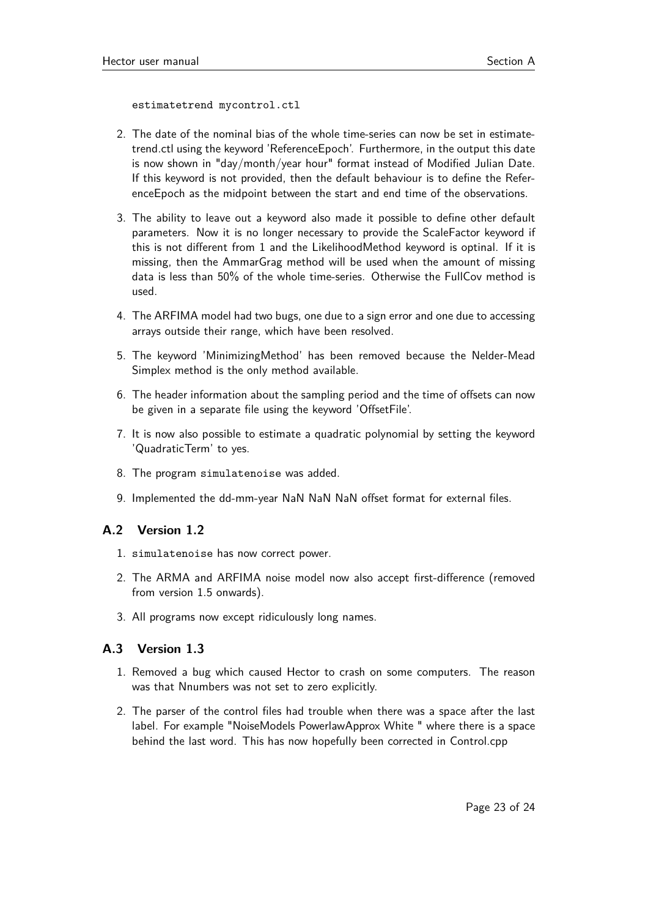```
estimatetrend mycontrol.ctl
```

2. The date of the nominal bias of the whole time-series can now be set in estimatetrend.ctl using the keyword 'ReferenceEpoch'. Furthermore, in the output this date is now shown in "day/month/year hour" format instead of Modified Julian Date. If this keyword is not provided, then the default behaviour is to define the ReferenceEpoch as the midpoint between the start and end time of the observations.
3. The ability to leave out a keyword also made it possible to define other default parameters. Now it is no longer necessary to provide the ScaleFactor keyword if this is not different from 1 and the LikelihoodMethod keyword is optinal. If it is missing, then the AmmarGrag method will be used when the amount of missing data is less than 50% of the whole time-series. Otherwise the FullCov method is used.
4. The ARFIMA model had two bugs, one due to a sign error and one due to accessing arrays outside their range, which have been resolved.
5. The keyword 'MinimizingMethod' has been removed because the Nelder-Mead Simplex method is the only method available.
6. The header information about the sampling period and the time of offsets can now be given in a separate file using the keyword 'OffsetFile'.
7. It is now also possible to estimate a quadratic polynomial by setting the keyword 'QuadraticTerm' to yes.
8. The program `simulatenoise` was added.
9. Implemented the dd-mm-year NaN NaN NaN offset format for external files.

## A.2 Version 1.2

1. `simulatenoise` has now correct power.
2. The ARMA and ARFIMA noise model now also accept first-difference (removed from version 1.5 onwards).
3. All programs now except ridiculously long names.

## A.3 Version 1.3

1. Removed a bug which caused Hector to crash on some computers. The reason was that Nnumbers was not set to zero explicitly.
2. The parser of the control files had trouble when there was a space after the last label. For example "NoiseModels PowerlawApprox White " where there is a space behind the last word. This has now hopefully been corrected in Control.cpp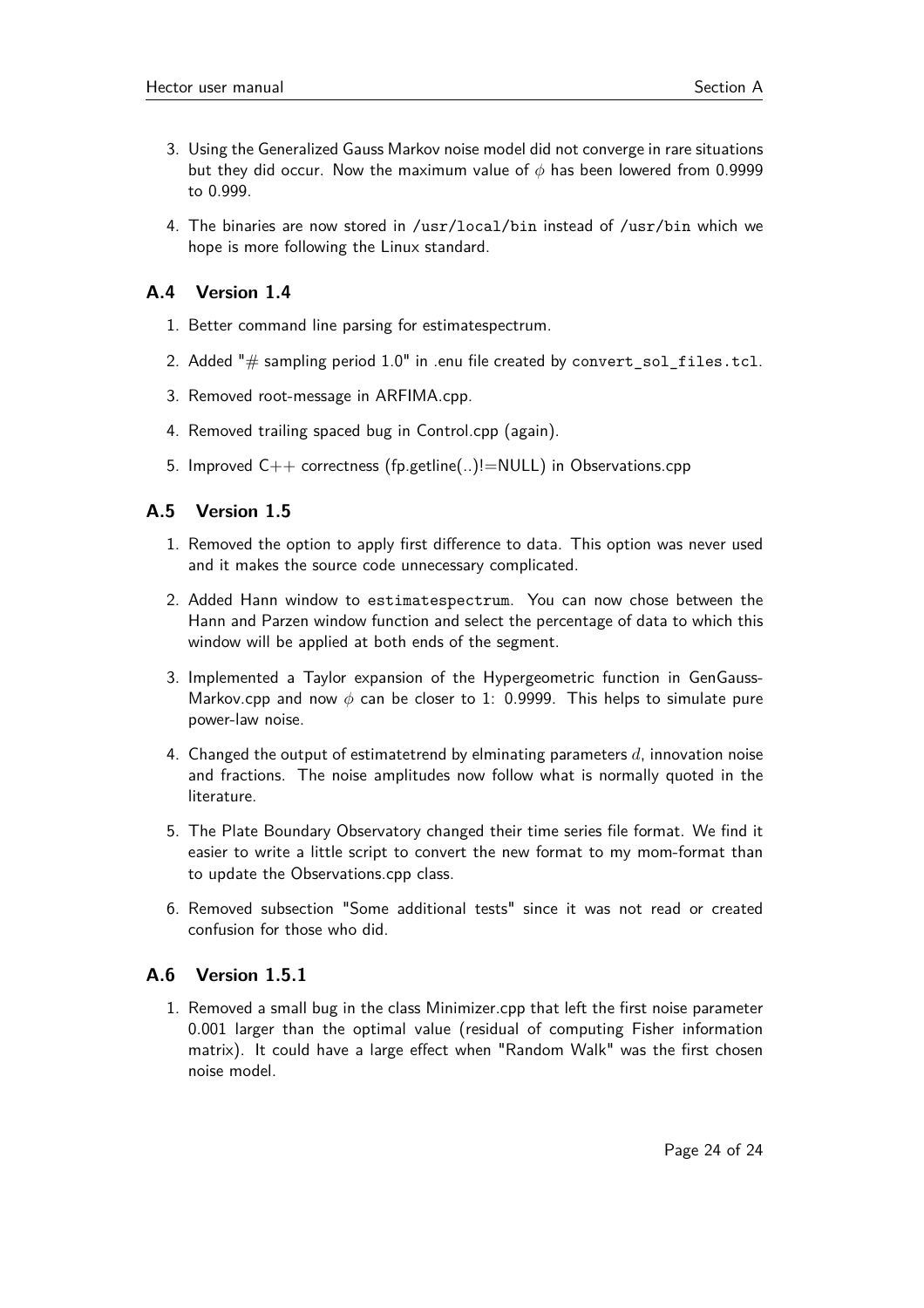3. Using the Generalized Gauss Markov noise model did not converge in rare situations but they did occur. Now the maximum value of $\phi$ has been lowered from 0.9999 to 0.999.

4. The binaries are now stored in `/usr/local/bin` instead of `/usr/bin` which we hope is more following the Linux standard.

### A.4 Version 1.4

1. Better command line parsing for estimatespectrum.

2. Added "# sampling period 1.0" in .enu file created by `convert_sol_files.tcl`.

3. Removed root-message in ARFIMA.cpp.

4. Removed trailing spaced bug in Control.cpp (again).

5. Improved C++ correctness (fp.getline(..)!=NULL) in Observations.cpp

### A.5 Version 1.5

1. Removed the option to apply first difference to data. This option was never used and it makes the source code unnecessary complicated.

2. Added Hann window to `estimatespectrum`. You can now chose between the Hann and Parzen window function and select the percentage of data to which this window will be applied at both ends of the segment.

3. Implemented a Taylor expansion of the Hypergeometric function in GenGauss-Markov.cpp and now $\phi$ can be closer to 1: 0.9999. This helps to simulate pure power-law noise.

4. Changed the output of estimatetrend by elminating parameters $d$, innovation noise and fractions. The noise amplitudes now follow what is normally quoted in the literature.

5. The Plate Boundary Observatory changed their time series file format. We find it easier to write a little script to convert the new format to my mom-format than to update the Observations.cpp class.

6. Removed subsection "Some additional tests" since it was not read or created confusion for those who did.

### A.6 Version 1.5.1

1. Removed a small bug in the class Minimizer.cpp that left the first noise parameter 0.001 larger than the optimal value (residual of computing Fisher information matrix). It could have a large effect when "Random Walk" was the first chosen noise model.